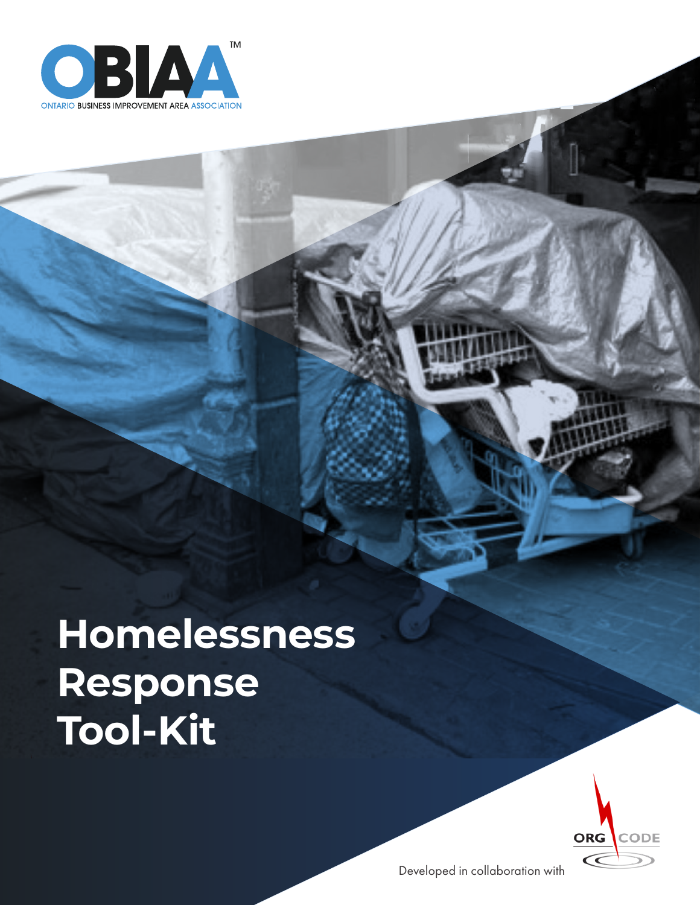OBIAA™

ONTARIO BUSINESS IMPROVEMENT AREA ASSOCIATION

# Homelessness Response Tool-Kit

Developed in collaboration with

ORG CODE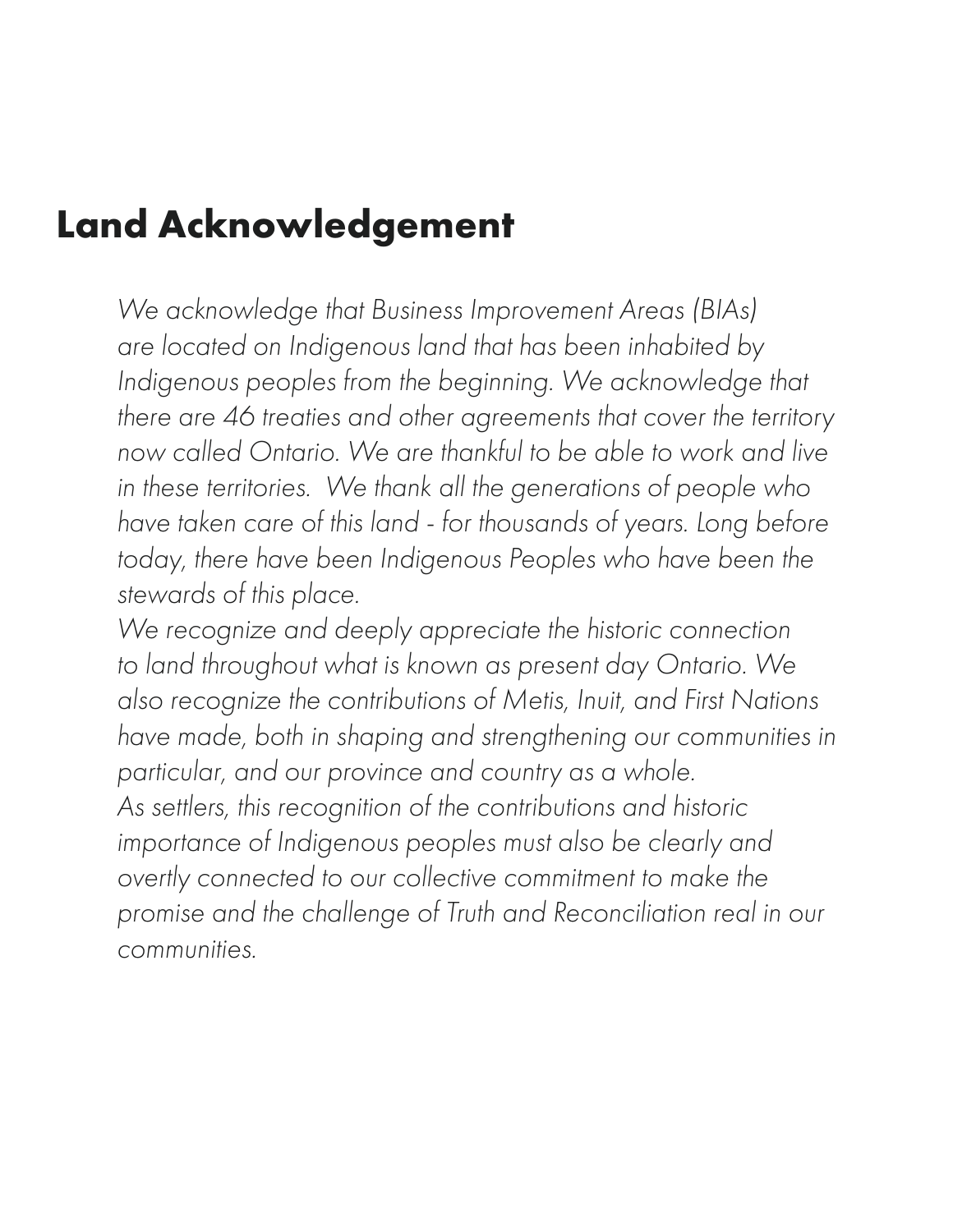# Land Acknowledgement

*We acknowledge that Business Improvement Areas (BIAs) are located on Indigenous land that has been inhabited by Indigenous peoples from the beginning. We acknowledge that there are 46 treaties and other agreements that cover the territory now called Ontario. We are thankful to be able to work and live in these territories. We thank all the generations of people who have taken care of this land - for thousands of years. Long before today, there have been Indigenous Peoples who have been the stewards of this place.*

*We recognize and deeply appreciate the historic connection to land throughout what is known as present day Ontario. We also recognize the contributions of Metis, Inuit, and First Nations have made, both in shaping and strengthening our communities in particular, and our province and country as a whole.*

*As settlers, this recognition of the contributions and historic importance of Indigenous peoples must also be clearly and overtly connected to our collective commitment to make the promise and the challenge of Truth and Reconciliation real in our communities.*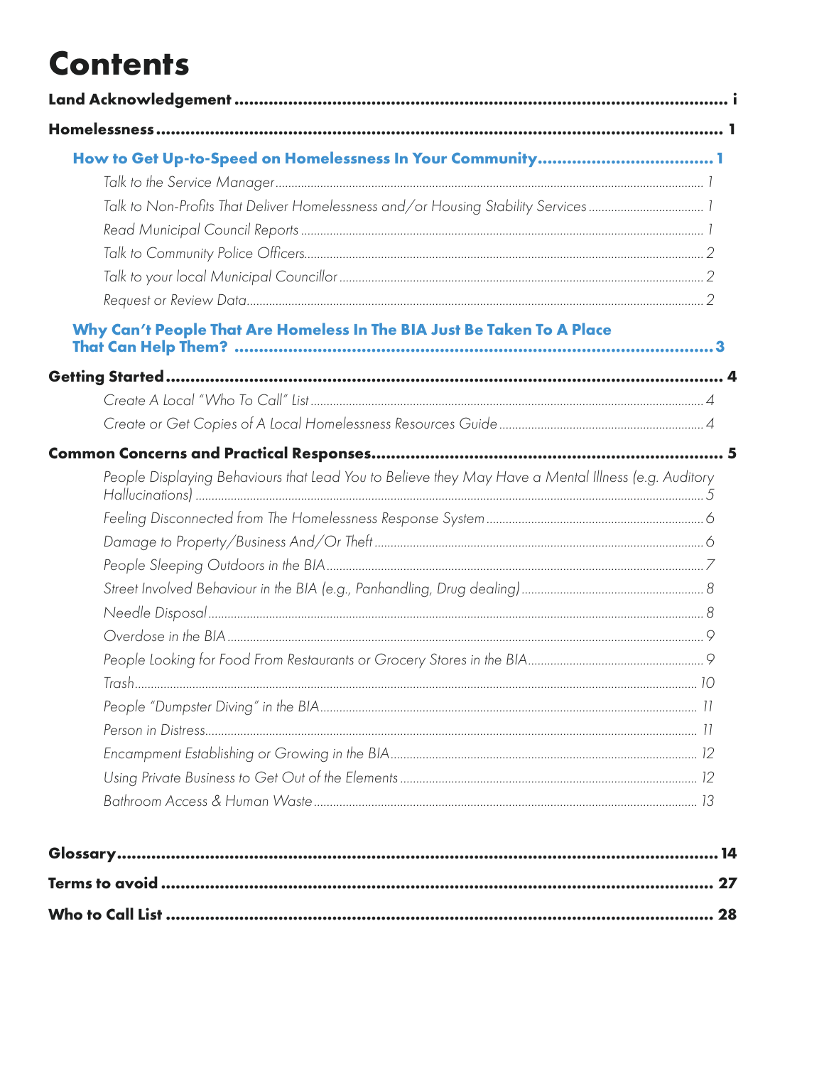# Contents

**Land Acknowledgement** ..... i

**Homelessness** ..... 1

- **How to Get Up-to-Speed on Homelessness In Your Community** ..... 1
  - *Talk to the Service Manager* ..... 1
  - *Talk to Non-Profits That Deliver Homelessness and/or Housing Stability Services* ..... 1
  - *Read Municipal Council Reports* ..... 1
  - *Talk to Community Police Officers* ..... 2
  - *Talk to your local Municipal Councillor* ..... 2
  - *Request or Review Data* ..... 2
- **Why Can't People That Are Homeless In The BIA Just Be Taken To A Place That Can Help Them?** ..... 3

**Getting Started** ..... 4

- *Create A Local "Who To Call" List* ..... 4
- *Create or Get Copies of A Local Homelessness Resources Guide* ..... 4

**Common Concerns and Practical Responses** ..... 5

- *People Displaying Behaviours that Lead You to Believe they May Have a Mental Illness (e.g. Auditory Hallucinations)* ..... 5
- *Feeling Disconnected from The Homelessness Response System* ..... 6
- *Damage to Property/Business And/Or Theft* ..... 6
- *People Sleeping Outdoors in the BIA* ..... 7
- *Street Involved Behaviour in the BIA (e.g., Panhandling, Drug dealing)* ..... 8
- *Needle Disposal* ..... 8
- *Overdose in the BIA* ..... 9
- *People Looking for Food From Restaurants or Grocery Stores in the BIA* ..... 9
- *Trash* ..... 10
- *People "Dumpster Diving" in the BIA* ..... 11
- *Person in Distress* ..... 11
- *Encampment Establishing or Growing in the BIA* ..... 12
- *Using Private Business to Get Out of the Elements* ..... 12
- *Bathroom Access & Human Waste* ..... 13

**Glossary** ..... 14

**Terms to avoid** ..... 27

**Who to Call List** ..... 28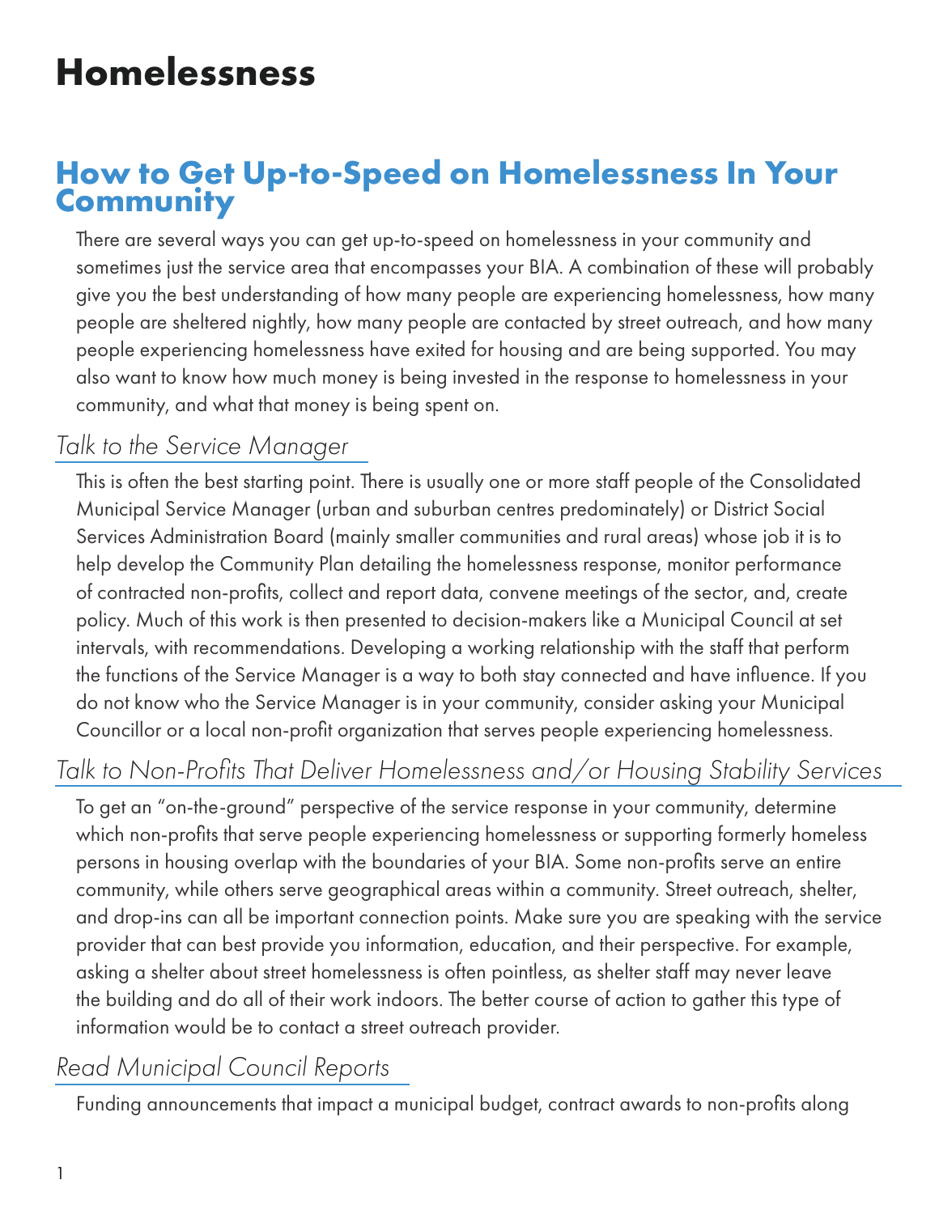# Homelessness

## How to Get Up-to-Speed on Homelessness In Your Community

There are several ways you can get up-to-speed on homelessness in your community and sometimes just the service area that encompasses your BIA. A combination of these will probably give you the best understanding of how many people are experiencing homelessness, how many people are sheltered nightly, how many people are contacted by street outreach, and how many people experiencing homelessness have exited for housing and are being supported. You may also want to know how much money is being invested in the response to homelessness in your community, and what that money is being spent on.

### *Talk to the Service Manager*

This is often the best starting point. There is usually one or more staff people of the Consolidated Municipal Service Manager (urban and suburban centres predominately) or District Social Services Administration Board (mainly smaller communities and rural areas) whose job it is to help develop the Community Plan detailing the homelessness response, monitor performance of contracted non-profits, collect and report data, convene meetings of the sector, and, create policy. Much of this work is then presented to decision-makers like a Municipal Council at set intervals, with recommendations. Developing a working relationship with the staff that perform the functions of the Service Manager is a way to both stay connected and have influence. If you do not know who the Service Manager is in your community, consider asking your Municipal Councillor or a local non-profit organization that serves people experiencing homelessness.

### *Talk to Non-Profits That Deliver Homelessness and/or Housing Stability Services*

To get an "on-the-ground" perspective of the service response in your community, determine which non-profits that serve people experiencing homelessness or supporting formerly homeless persons in housing overlap with the boundaries of your BIA. Some non-profits serve an entire community, while others serve geographical areas within a community. Street outreach, shelter, and drop-ins can all be important connection points. Make sure you are speaking with the service provider that can best provide you information, education, and their perspective. For example, asking a shelter about street homelessness is often pointless, as shelter staff may never leave the building and do all of their work indoors. The better course of action to gather this type of information would be to contact a street outreach provider.

### *Read Municipal Council Reports*

Funding announcements that impact a municipal budget, contract awards to non-profits along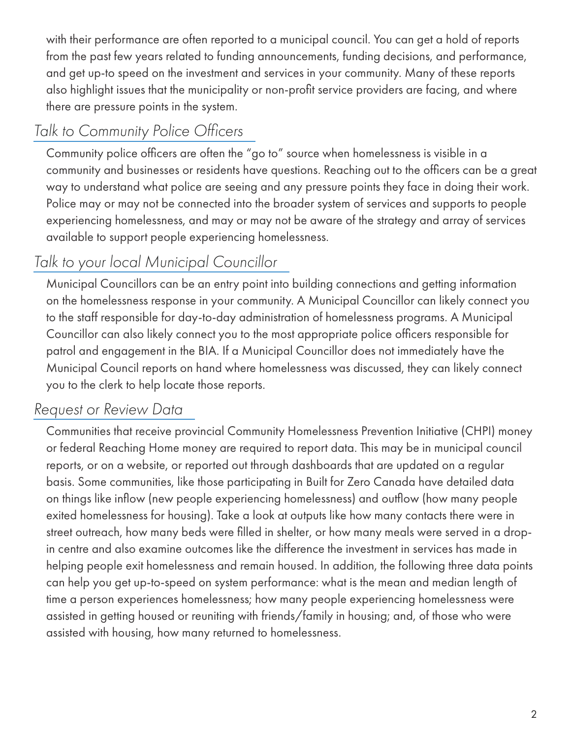with their performance are often reported to a municipal council. You can get a hold of reports from the past few years related to funding announcements, funding decisions, and performance, and get up-to speed on the investment and services in your community. Many of these reports also highlight issues that the municipality or non-profit service providers are facing, and where there are pressure points in the system.

### *Talk to Community Police Officers*

Community police officers are often the "go to" source when homelessness is visible in a community and businesses or residents have questions. Reaching out to the officers can be a great way to understand what police are seeing and any pressure points they face in doing their work. Police may or may not be connected into the broader system of services and supports to people experiencing homelessness, and may or may not be aware of the strategy and array of services available to support people experiencing homelessness.

### *Talk to your local Municipal Councillor*

Municipal Councillors can be an entry point into building connections and getting information on the homelessness response in your community. A Municipal Councillor can likely connect you to the staff responsible for day-to-day administration of homelessness programs. A Municipal Councillor can also likely connect you to the most appropriate police officers responsible for patrol and engagement in the BIA. If a Municipal Councillor does not immediately have the Municipal Council reports on hand where homelessness was discussed, they can likely connect you to the clerk to help locate those reports.

### *Request or Review Data*

Communities that receive provincial Community Homelessness Prevention Initiative (CHPI) money or federal Reaching Home money are required to report data. This may be in municipal council reports, or on a website, or reported out through dashboards that are updated on a regular basis. Some communities, like those participating in Built for Zero Canada have detailed data on things like inflow (new people experiencing homelessness) and outflow (how many people exited homelessness for housing). Take a look at outputs like how many contacts there were in street outreach, how many beds were filled in shelter, or how many meals were served in a drop-in centre and also examine outcomes like the difference the investment in services has made in helping people exit homelessness and remain housed. In addition, the following three data points can help you get up-to-speed on system performance: what is the mean and median length of time a person experiences homelessness; how many people experiencing homelessness were assisted in getting housed or reuniting with friends/family in housing; and, of those who were assisted with housing, how many returned to homelessness.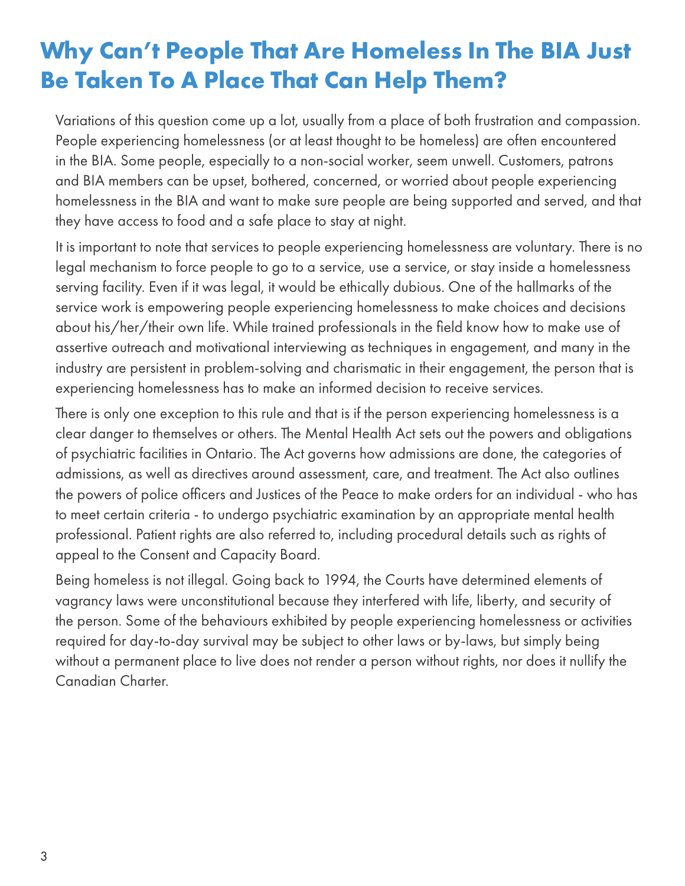# Why Can't People That Are Homeless In The BIA Just Be Taken To A Place That Can Help Them?

Variations of this question come up a lot, usually from a place of both frustration and compassion. People experiencing homelessness (or at least thought to be homeless) are often encountered in the BIA. Some people, especially to a non-social worker, seem unwell. Customers, patrons and BIA members can be upset, bothered, concerned, or worried about people experiencing homelessness in the BIA and want to make sure people are being supported and served, and that they have access to food and a safe place to stay at night.

It is important to note that services to people experiencing homelessness are voluntary. There is no legal mechanism to force people to go to a service, use a service, or stay inside a homelessness serving facility. Even if it was legal, it would be ethically dubious. One of the hallmarks of the service work is empowering people experiencing homelessness to make choices and decisions about his/her/their own life. While trained professionals in the field know how to make use of assertive outreach and motivational interviewing as techniques in engagement, and many in the industry are persistent in problem-solving and charismatic in their engagement, the person that is experiencing homelessness has to make an informed decision to receive services.

There is only one exception to this rule and that is if the person experiencing homelessness is a clear danger to themselves or others. The Mental Health Act sets out the powers and obligations of psychiatric facilities in Ontario. The Act governs how admissions are done, the categories of admissions, as well as directives around assessment, care, and treatment. The Act also outlines the powers of police officers and Justices of the Peace to make orders for an individual - who has to meet certain criteria - to undergo psychiatric examination by an appropriate mental health professional. Patient rights are also referred to, including procedural details such as rights of appeal to the Consent and Capacity Board.

Being homeless is not illegal. Going back to 1994, the Courts have determined elements of vagrancy laws were unconstitutional because they interfered with life, liberty, and security of the person. Some of the behaviours exhibited by people experiencing homelessness or activities required for day-to-day survival may be subject to other laws or by-laws, but simply being without a permanent place to live does not render a person without rights, nor does it nullify the Canadian Charter.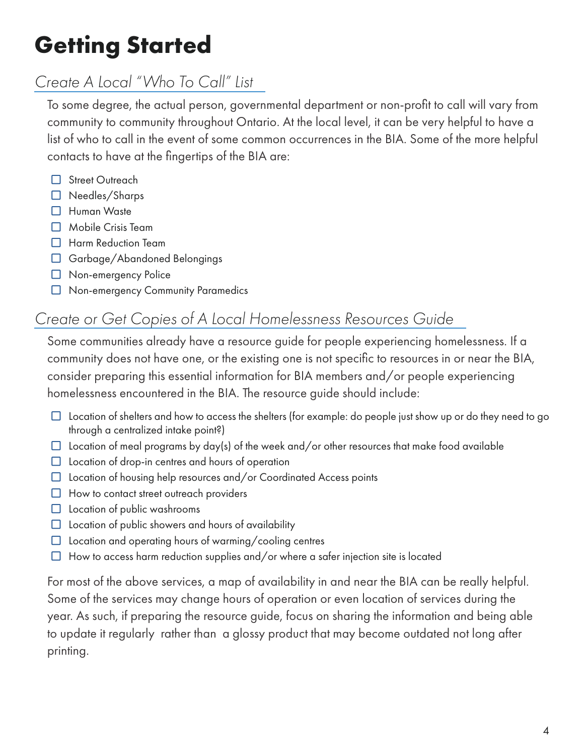# Getting Started

## *Create A Local "Who To Call" List*

To some degree, the actual person, governmental department or non-profit to call will vary from community to community throughout Ontario. At the local level, it can be very helpful to have a list of who to call in the event of some common occurrences in the BIA. Some of the more helpful contacts to have at the fingertips of the BIA are:

- [ ] Street Outreach
- [ ] Needles/Sharps
- [ ] Human Waste
- [ ] Mobile Crisis Team
- [ ] Harm Reduction Team
- [ ] Garbage/Abandoned Belongings
- [ ] Non-emergency Police
- [ ] Non-emergency Community Paramedics

## *Create or Get Copies of A Local Homelessness Resources Guide*

Some communities already have a resource guide for people experiencing homelessness. If a community does not have one, or the existing one is not specific to resources in or near the BIA, consider preparing this essential information for BIA members and/or people experiencing homelessness encountered in the BIA. The resource guide should include:

- [ ] Location of shelters and how to access the shelters (for example: do people just show up or do they need to go through a centralized intake point?)
- [ ] Location of meal programs by day(s) of the week and/or other resources that make food available
- [ ] Location of drop-in centres and hours of operation
- [ ] Location of housing help resources and/or Coordinated Access points
- [ ] How to contact street outreach providers
- [ ] Location of public washrooms
- [ ] Location of public showers and hours of availability
- [ ] Location and operating hours of warming/cooling centres
- [ ] How to access harm reduction supplies and/or where a safer injection site is located

For most of the above services, a map of availability in and near the BIA can be really helpful. Some of the services may change hours of operation or even location of services during the year. As such, if preparing the resource guide, focus on sharing the information and being able to update it regularly rather than a glossy product that may become outdated not long after printing.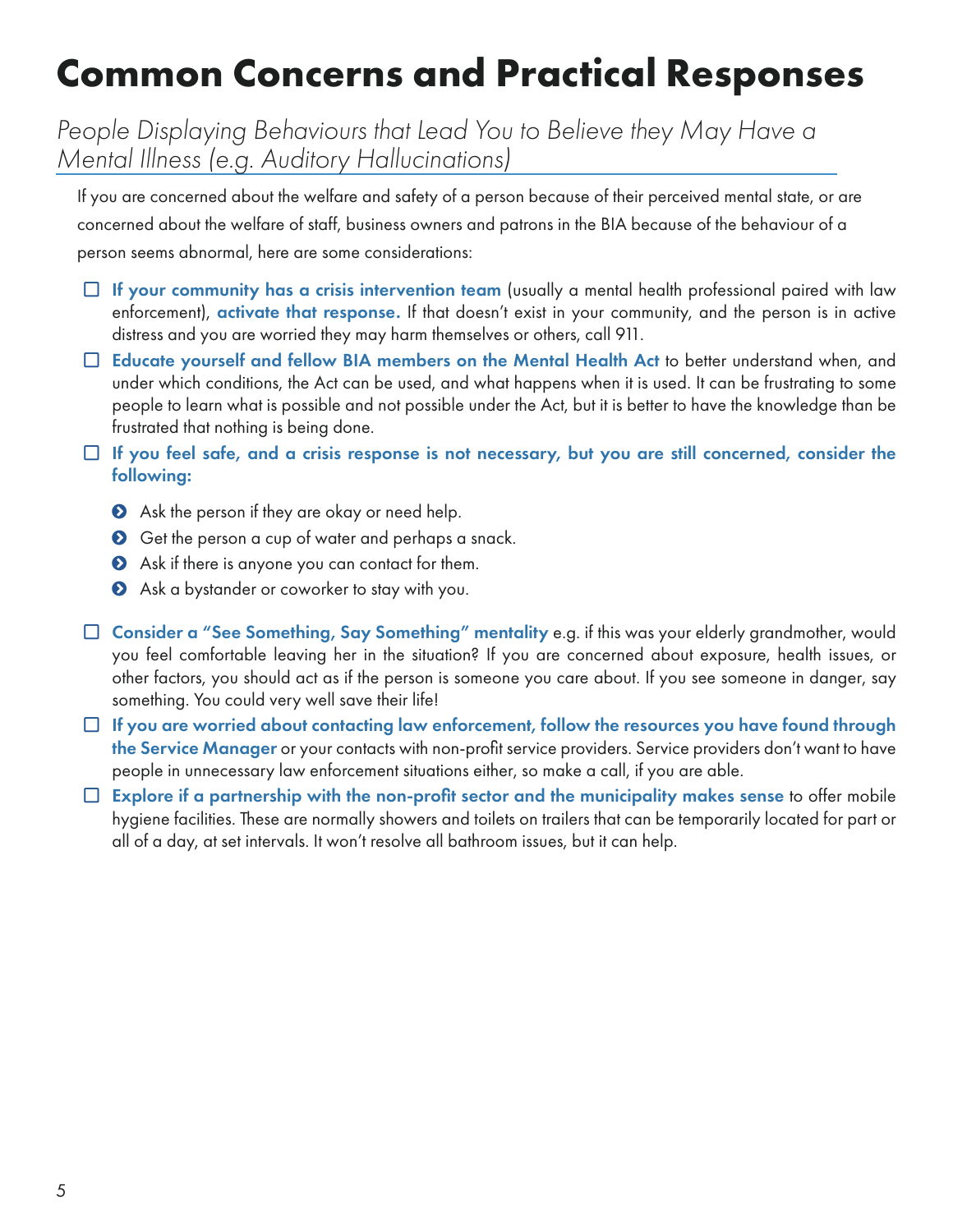# Common Concerns and Practical Responses

## *People Displaying Behaviours that Lead You to Believe they May Have a Mental Illness (e.g. Auditory Hallucinations)*

If you are concerned about the welfare and safety of a person because of their perceived mental state, or are concerned about the welfare of staff, business owners and patrons in the BIA because of the behaviour of a person seems abnormal, here are some considerations:

- ☐ **If your community has a crisis intervention team** (usually a mental health professional paired with law enforcement), **activate that response.** If that doesn't exist in your community, and the person is in active distress and you are worried they may harm themselves or others, call 911.
- ☐ **Educate yourself and fellow BIA members on the Mental Health Act** to better understand when, and under which conditions, the Act can be used, and what happens when it is used. It can be frustrating to some people to learn what is possible and not possible under the Act, but it is better to have the knowledge than be frustrated that nothing is being done.
- ☐ **If you feel safe, and a crisis response is not necessary, but you are still concerned, consider the following:**
  - Ask the person if they are okay or need help.
  - Get the person a cup of water and perhaps a snack.
  - Ask if there is anyone you can contact for them.
  - Ask a bystander or coworker to stay with you.
- ☐ **Consider a "See Something, Say Something" mentality** e.g. if this was your elderly grandmother, would you feel comfortable leaving her in the situation? If you are concerned about exposure, health issues, or other factors, you should act as if the person is someone you care about. If you see someone in danger, say something. You could very well save their life!
- ☐ **If you are worried about contacting law enforcement, follow the resources you have found through the Service Manager** or your contacts with non-profit service providers. Service providers don't want to have people in unnecessary law enforcement situations either, so make a call, if you are able.
- ☐ **Explore if a partnership with the non-profit sector and the municipality makes sense** to offer mobile hygiene facilities. These are normally showers and toilets on trailers that can be temporarily located for part or all of a day, at set intervals. It won't resolve all bathroom issues, but it can help.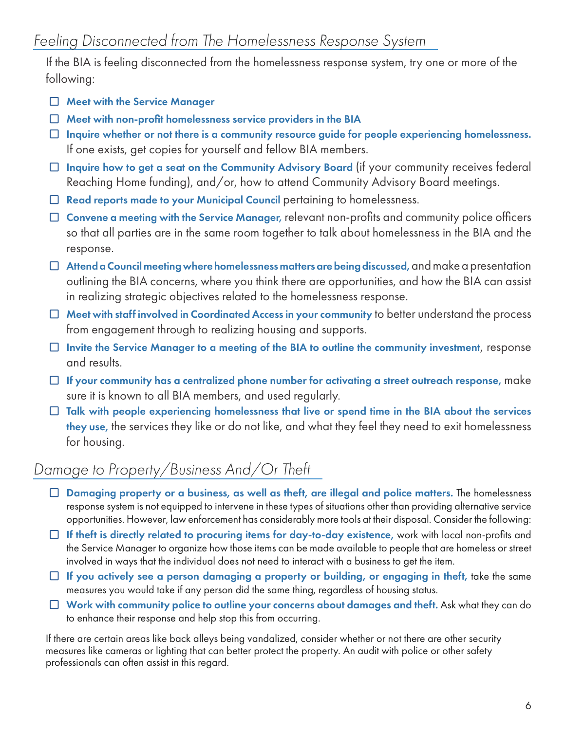## *Feeling Disconnected from The Homelessness Response System*

If the BIA is feeling disconnected from the homelessness response system, try one or more of the following:

- ☐ **Meet with the Service Manager**
- ☐ **Meet with non-profit homelessness service providers in the BIA**
- ☐ **Inquire whether or not there is a community resource guide for people experiencing homelessness.** If one exists, get copies for yourself and fellow BIA members.
- ☐ **Inquire how to get a seat on the Community Advisory Board** (if your community receives federal Reaching Home funding), and/or, how to attend Community Advisory Board meetings.
- ☐ **Read reports made to your Municipal Council** pertaining to homelessness.
- ☐ **Convene a meeting with the Service Manager,** relevant non-profits and community police officers so that all parties are in the same room together to talk about homelessness in the BIA and the response.
- ☐ **Attend a Council meeting where homelessness matters are being discussed,** and make a presentation outlining the BIA concerns, where you think there are opportunities, and how the BIA can assist in realizing strategic objectives related to the homelessness response.
- ☐ **Meet with staff involved in Coordinated Access in your community** to better understand the process from engagement through to realizing housing and supports.
- ☐ **Invite the Service Manager to a meeting of the BIA to outline the community investment**, response and results.
- ☐ **If your community has a centralized phone number for activating a street outreach response,** make sure it is known to all BIA members, and used regularly.
- ☐ **Talk with people experiencing homelessness that live or spend time in the BIA about the services they use,** the services they like or do not like, and what they feel they need to exit homelessness for housing.

## *Damage to Property/Business And/Or Theft*

- ☐ **Damaging property or a business, as well as theft, are illegal and police matters.** The homelessness response system is not equipped to intervene in these types of situations other than providing alternative service opportunities. However, law enforcement has considerably more tools at their disposal. Consider the following:
- ☐ **If theft is directly related to procuring items for day-to-day existence,** work with local non-profits and the Service Manager to organize how those items can be made available to people that are homeless or street involved in ways that the individual does not need to interact with a business to get the item.
- ☐ **If you actively see a person damaging a property or building, or engaging in theft,** take the same measures you would take if any person did the same thing, regardless of housing status.
- ☐ **Work with community police to outline your concerns about damages and theft.** Ask what they can do to enhance their response and help stop this from occurring.

If there are certain areas like back alleys being vandalized, consider whether or not there are other security measures like cameras or lighting that can better protect the property. An audit with police or other safety professionals can often assist in this regard.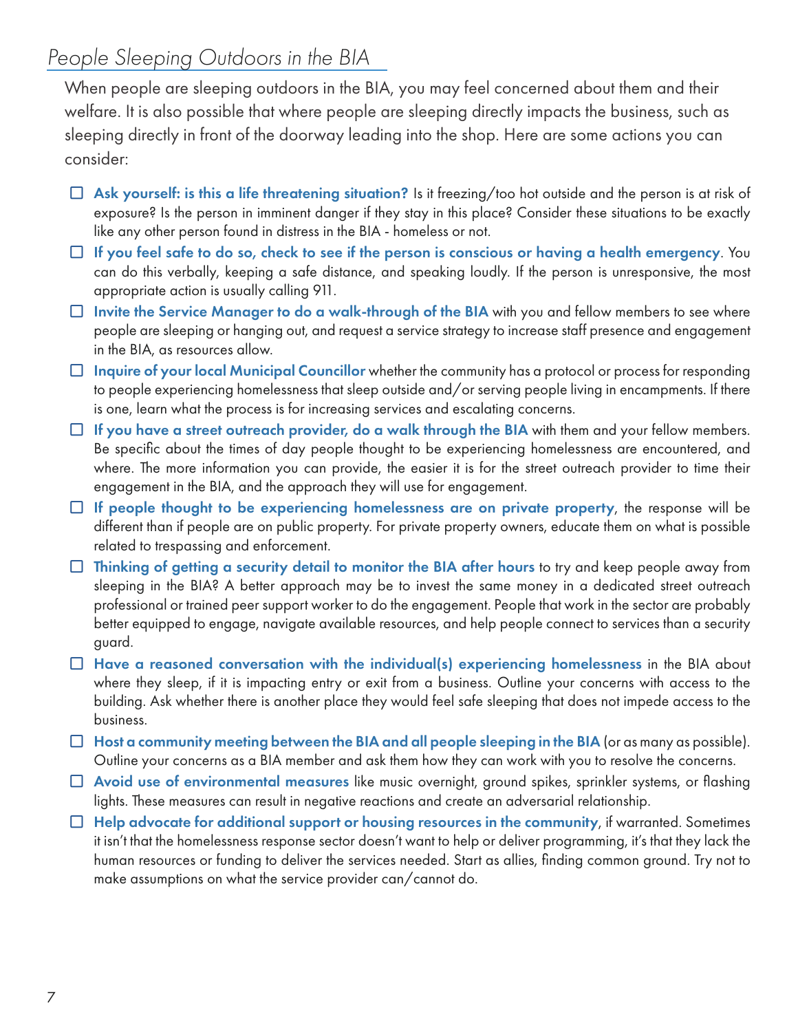## *People Sleeping Outdoors in the BIA*

When people are sleeping outdoors in the BIA, you may feel concerned about them and their welfare. It is also possible that where people are sleeping directly impacts the business, such as sleeping directly in front of the doorway leading into the shop. Here are some actions you can consider:

- ☐ **Ask yourself: is this a life threatening situation?** Is it freezing/too hot outside and the person is at risk of exposure? Is the person in imminent danger if they stay in this place? Consider these situations to be exactly like any other person found in distress in the BIA - homeless or not.
- ☐ **If you feel safe to do so, check to see if the person is conscious or having a health emergency**. You can do this verbally, keeping a safe distance, and speaking loudly. If the person is unresponsive, the most appropriate action is usually calling 911.
- ☐ **Invite the Service Manager to do a walk-through of the BIA** with you and fellow members to see where people are sleeping or hanging out, and request a service strategy to increase staff presence and engagement in the BIA, as resources allow.
- ☐ **Inquire of your local Municipal Councillor** whether the community has a protocol or process for responding to people experiencing homelessness that sleep outside and/or serving people living in encampments. If there is one, learn what the process is for increasing services and escalating concerns.
- ☐ **If you have a street outreach provider, do a walk through the BIA** with them and your fellow members. Be specific about the times of day people thought to be experiencing homelessness are encountered, and where. The more information you can provide, the easier it is for the street outreach provider to time their engagement in the BIA, and the approach they will use for engagement.
- ☐ **If people thought to be experiencing homelessness are on private property**, the response will be different than if people are on public property. For private property owners, educate them on what is possible related to trespassing and enforcement.
- ☐ **Thinking of getting a security detail to monitor the BIA after hours** to try and keep people away from sleeping in the BIA? A better approach may be to invest the same money in a dedicated street outreach professional or trained peer support worker to do the engagement. People that work in the sector are probably better equipped to engage, navigate available resources, and help people connect to services than a security guard.
- ☐ **Have a reasoned conversation with the individual(s) experiencing homelessness** in the BIA about where they sleep, if it is impacting entry or exit from a business. Outline your concerns with access to the building. Ask whether there is another place they would feel safe sleeping that does not impede access to the business.
- ☐ **Host a community meeting between the BIA and all people sleeping in the BIA** (or as many as possible). Outline your concerns as a BIA member and ask them how they can work with you to resolve the concerns.
- ☐ **Avoid use of environmental measures** like music overnight, ground spikes, sprinkler systems, or flashing lights. These measures can result in negative reactions and create an adversarial relationship.
- ☐ **Help advocate for additional support or housing resources in the community**, if warranted. Sometimes it isn't that the homelessness response sector doesn't want to help or deliver programming, it's that they lack the human resources or funding to deliver the services needed. Start as allies, finding common ground. Try not to make assumptions on what the service provider can/cannot do.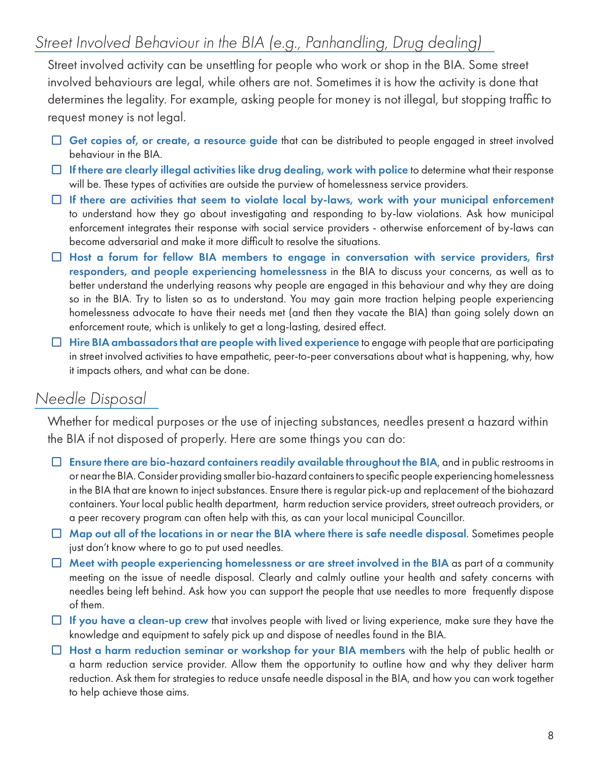## *Street Involved Behaviour in the BIA (e.g., Panhandling, Drug dealing)*

Street involved activity can be unsettling for people who work or shop in the BIA. Some street involved behaviours are legal, while others are not. Sometimes it is how the activity is done that determines the legality. For example, asking people for money is not illegal, but stopping traffic to request money is not legal.

- ☐ **Get copies of, or create, a resource guide** that can be distributed to people engaged in street involved behaviour in the BIA.
- ☐ **If there are clearly illegal activities like drug dealing, work with police** to determine what their response will be. These types of activities are outside the purview of homelessness service providers.
- ☐ **If there are activities that seem to violate local by-laws, work with your municipal enforcement** to understand how they go about investigating and responding to by-law violations. Ask how municipal enforcement integrates their response with social service providers - otherwise enforcement of by-laws can become adversarial and make it more difficult to resolve the situations.
- ☐ **Host a forum for fellow BIA members to engage in conversation with service providers, first responders, and people experiencing homelessness** in the BIA to discuss your concerns, as well as to better understand the underlying reasons why people are engaged in this behaviour and why they are doing so in the BIA. Try to listen so as to understand. You may gain more traction helping people experiencing homelessness advocate to have their needs met (and then they vacate the BIA) than going solely down an enforcement route, which is unlikely to get a long-lasting, desired effect.
- ☐ **Hire BIA ambassadors that are people with lived experience** to engage with people that are participating in street involved activities to have empathetic, peer-to-peer conversations about what is happening, why, how it impacts others, and what can be done.

## *Needle Disposal*

Whether for medical purposes or the use of injecting substances, needles present a hazard within the BIA if not disposed of properly. Here are some things you can do:

- ☐ **Ensure there are bio-hazard containers readily available throughout the BIA**, and in public restrooms in or near the BIA. Consider providing smaller bio-hazard containers to specific people experiencing homelessness in the BIA that are known to inject substances. Ensure there is regular pick-up and replacement of the biohazard containers. Your local public health department, harm reduction service providers, street outreach providers, or a peer recovery program can often help with this, as can your local municipal Councillor.
- ☐ **Map out all of the locations in or near the BIA where there is safe needle disposal**. Sometimes people just don't know where to go to put used needles.
- ☐ **Meet with people experiencing homelessness or are street involved in the BIA** as part of a community meeting on the issue of needle disposal. Clearly and calmly outline your health and safety concerns with needles being left behind. Ask how you can support the people that use needles to more frequently dispose of them.
- ☐ **If you have a clean-up crew** that involves people with lived or living experience, make sure they have the knowledge and equipment to safely pick up and dispose of needles found in the BIA.
- ☐ **Host a harm reduction seminar or workshop for your BIA members** with the help of public health or a harm reduction service provider. Allow them the opportunity to outline how and why they deliver harm reduction. Ask them for strategies to reduce unsafe needle disposal in the BIA, and how you can work together to help achieve those aims.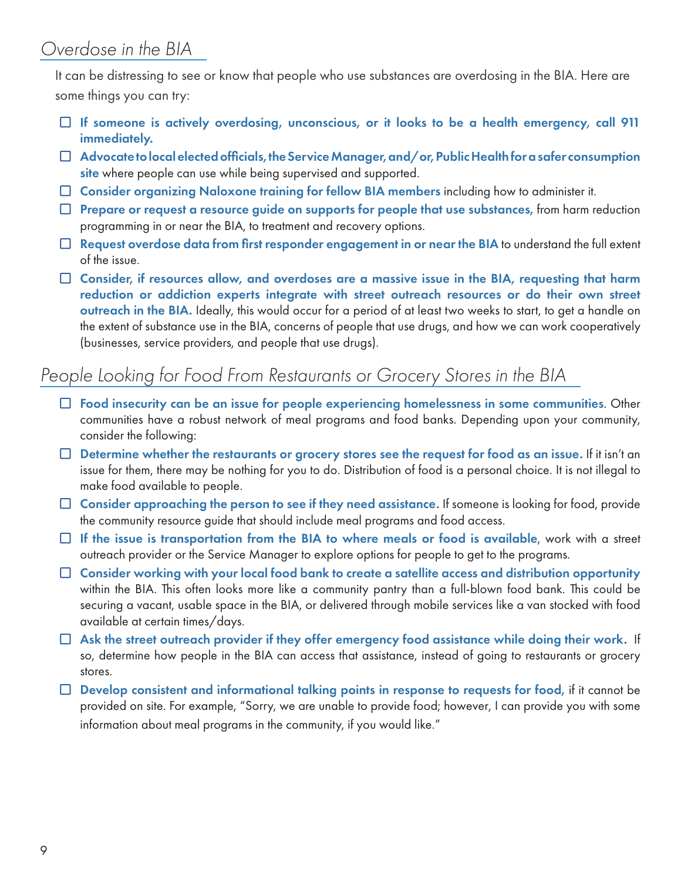## *Overdose in the BIA*

It can be distressing to see or know that people who use substances are overdosing in the BIA. Here are some things you can try:

- ☐ **If someone is actively overdosing, unconscious, or it looks to be a health emergency, call 911 immediately.**
- ☐ **Advocate to local elected officials, the Service Manager, and/or, Public Health for a safer consumption site** where people can use while being supervised and supported.
- ☐ **Consider organizing Naloxone training for fellow BIA members** including how to administer it.
- ☐ **Prepare or request a resource guide on supports for people that use substances,** from harm reduction programming in or near the BIA, to treatment and recovery options.
- ☐ **Request overdose data from first responder engagement in or near the BIA** to understand the full extent of the issue.
- ☐ **Consider, if resources allow, and overdoses are a massive issue in the BIA, requesting that harm reduction or addiction experts integrate with street outreach resources or do their own street outreach in the BIA.** Ideally, this would occur for a period of at least two weeks to start, to get a handle on the extent of substance use in the BIA, concerns of people that use drugs, and how we can work cooperatively (businesses, service providers, and people that use drugs).

## *People Looking for Food From Restaurants or Grocery Stores in the BIA*

- ☐ **Food insecurity can be an issue for people experiencing homelessness in some communities**. Other communities have a robust network of meal programs and food banks. Depending upon your community, consider the following:
- ☐ **Determine whether the restaurants or grocery stores see the request for food as an issue.** If it isn't an issue for them, there may be nothing for you to do. Distribution of food is a personal choice. It is not illegal to make food available to people.
- ☐ **Consider approaching the person to see if they need assistance.** If someone is looking for food, provide the community resource guide that should include meal programs and food access.
- ☐ **If the issue is transportation from the BIA to where meals or food is available**, work with a street outreach provider or the Service Manager to explore options for people to get to the programs.
- ☐ **Consider working with your local food bank to create a satellite access and distribution opportunity** within the BIA. This often looks more like a community pantry than a full-blown food bank. This could be securing a vacant, usable space in the BIA, or delivered through mobile services like a van stocked with food available at certain times/days.
- ☐ **Ask the street outreach provider if they offer emergency food assistance while doing their work.** If so, determine how people in the BIA can access that assistance, instead of going to restaurants or grocery stores.
- ☐ **Develop consistent and informational talking points in response to requests for food,** if it cannot be provided on site. For example, "Sorry, we are unable to provide food; however, I can provide you with some information about meal programs in the community, if you would like."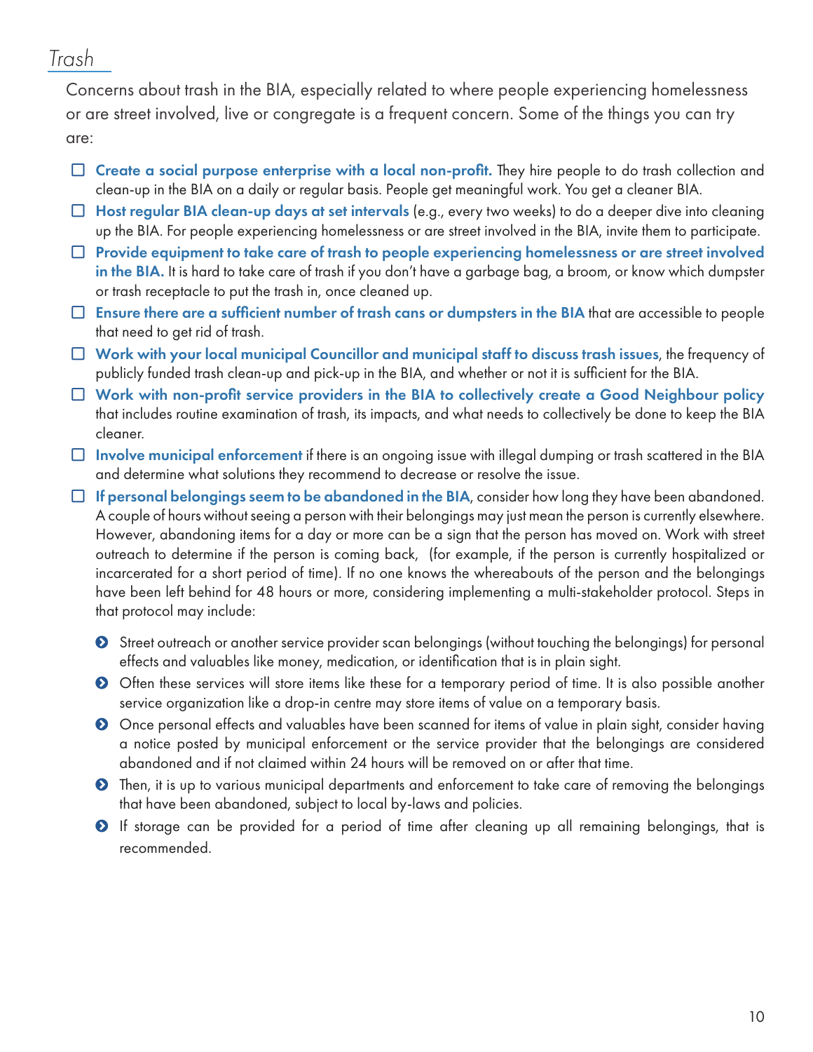## *Trash*

Concerns about trash in the BIA, especially related to where people experiencing homelessness or are street involved, live or congregate is a frequent concern. Some of the things you can try are:

- [ ] **Create a social purpose enterprise with a local non-profit.** They hire people to do trash collection and clean-up in the BIA on a daily or regular basis. People get meaningful work. You get a cleaner BIA.
- [ ] **Host regular BIA clean-up days at set intervals** (e.g., every two weeks) to do a deeper dive into cleaning up the BIA. For people experiencing homelessness or are street involved in the BIA, invite them to participate.
- [ ] **Provide equipment to take care of trash to people experiencing homelessness or are street involved in the BIA.** It is hard to take care of trash if you don't have a garbage bag, a broom, or know which dumpster or trash receptacle to put the trash in, once cleaned up.
- [ ] **Ensure there are a sufficient number of trash cans or dumpsters in the BIA** that are accessible to people that need to get rid of trash.
- [ ] **Work with your local municipal Councillor and municipal staff to discuss trash issues**, the frequency of publicly funded trash clean-up and pick-up in the BIA, and whether or not it is sufficient for the BIA.
- [ ] **Work with non-profit service providers in the BIA to collectively create a Good Neighbour policy** that includes routine examination of trash, its impacts, and what needs to collectively be done to keep the BIA cleaner.
- [ ] **Involve municipal enforcement** if there is an ongoing issue with illegal dumping or trash scattered in the BIA and determine what solutions they recommend to decrease or resolve the issue.
- [ ] **If personal belongings seem to be abandoned in the BIA**, consider how long they have been abandoned. A couple of hours without seeing a person with their belongings may just mean the person is currently elsewhere. However, abandoning items for a day or more can be a sign that the person has moved on. Work with street outreach to determine if the person is coming back, (for example, if the person is currently hospitalized or incarcerated for a short period of time). If no one knows the whereabouts of the person and the belongings have been left behind for 48 hours or more, considering implementing a multi-stakeholder protocol. Steps in that protocol may include:
    - Street outreach or another service provider scan belongings (without touching the belongings) for personal effects and valuables like money, medication, or identification that is in plain sight.
    - Often these services will store items like these for a temporary period of time. It is also possible another service organization like a drop-in centre may store items of value on a temporary basis.
    - Once personal effects and valuables have been scanned for items of value in plain sight, consider having a notice posted by municipal enforcement or the service provider that the belongings are considered abandoned and if not claimed within 24 hours will be removed on or after that time.
    - Then, it is up to various municipal departments and enforcement to take care of removing the belongings that have been abandoned, subject to local by-laws and policies.
    - If storage can be provided for a period of time after cleaning up all remaining belongings, that is recommended.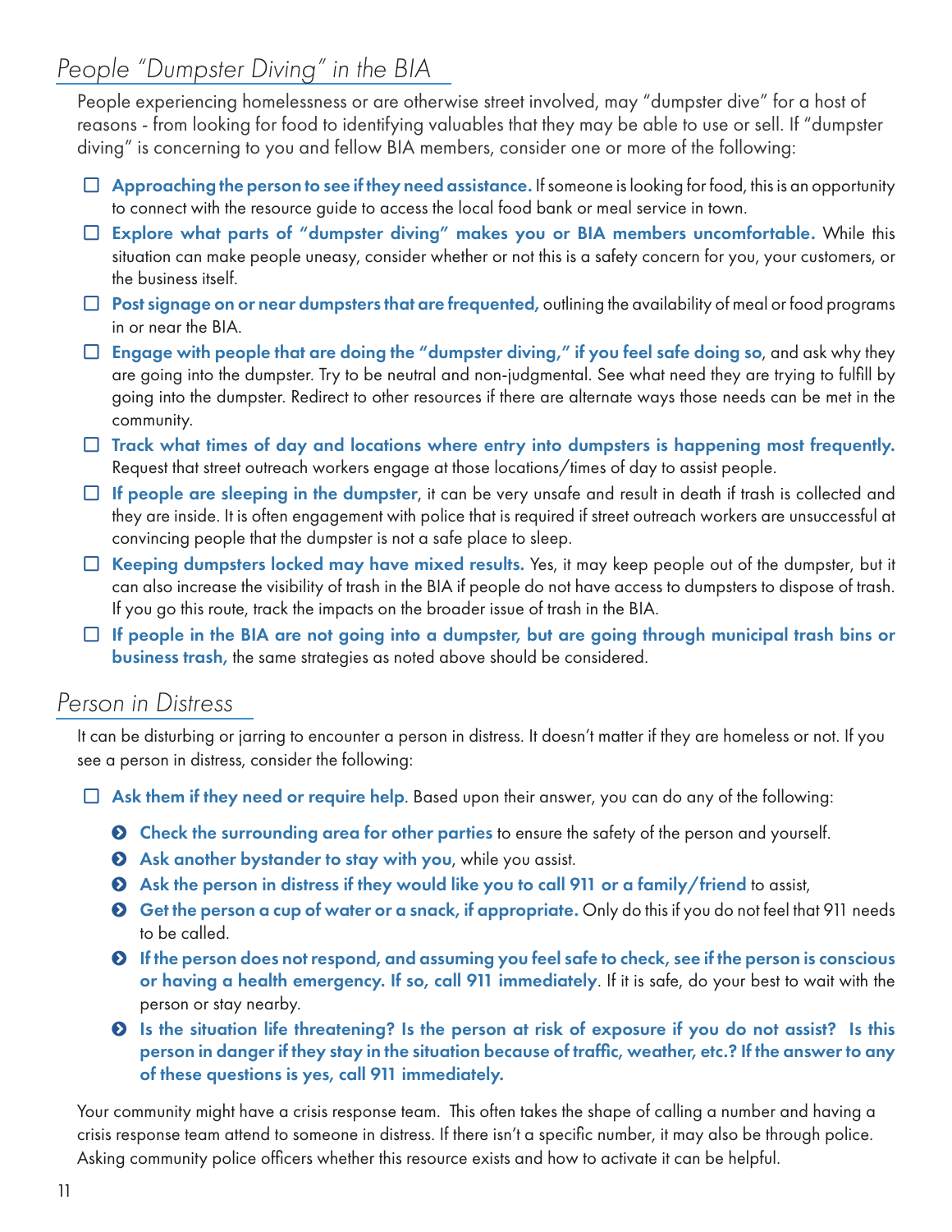## *People "Dumpster Diving" in the BIA*

People experiencing homelessness or are otherwise street involved, may "dumpster dive" for a host of reasons - from looking for food to identifying valuables that they may be able to use or sell. If "dumpster diving" is concerning to you and fellow BIA members, consider one or more of the following:

- ☐ **Approaching the person to see if they need assistance.** If someone is looking for food, this is an opportunity to connect with the resource guide to access the local food bank or meal service in town.
- ☐ **Explore what parts of "dumpster diving" makes you or BIA members uncomfortable.** While this situation can make people uneasy, consider whether or not this is a safety concern for you, your customers, or the business itself.
- ☐ **Post signage on or near dumpsters that are frequented,** outlining the availability of meal or food programs in or near the BIA.
- ☐ **Engage with people that are doing the "dumpster diving," if you feel safe doing so**, and ask why they are going into the dumpster. Try to be neutral and non-judgmental. See what need they are trying to fulfill by going into the dumpster. Redirect to other resources if there are alternate ways those needs can be met in the community.
- ☐ **Track what times of day and locations where entry into dumpsters is happening most frequently.** Request that street outreach workers engage at those locations/times of day to assist people.
- ☐ **If people are sleeping in the dumpster**, it can be very unsafe and result in death if trash is collected and they are inside. It is often engagement with police that is required if street outreach workers are unsuccessful at convincing people that the dumpster is not a safe place to sleep.
- ☐ **Keeping dumpsters locked may have mixed results.** Yes, it may keep people out of the dumpster, but it can also increase the visibility of trash in the BIA if people do not have access to dumpsters to dispose of trash. If you go this route, track the impacts on the broader issue of trash in the BIA.
- ☐ **If people in the BIA are not going into a dumpster, but are going through municipal trash bins or business trash,** the same strategies as noted above should be considered.

## *Person in Distress*

It can be disturbing or jarring to encounter a person in distress. It doesn't matter if they are homeless or not. If you see a person in distress, consider the following:

- ☐ **Ask them if they need or require help**. Based upon their answer, you can do any of the following:
  - **Check the surrounding area for other parties** to ensure the safety of the person and yourself.
  - **Ask another bystander to stay with you**, while you assist.
  - **Ask the person in distress if they would like you to call 911 or a family/friend** to assist,
  - **Get the person a cup of water or a snack, if appropriate.** Only do this if you do not feel that 911 needs to be called.
  - **If the person does not respond, and assuming you feel safe to check, see if the person is conscious or having a health emergency. If so, call 911 immediately**. If it is safe, do your best to wait with the person or stay nearby.
  - **Is the situation life threatening? Is the person at risk of exposure if you do not assist? Is this person in danger if they stay in the situation because of traffic, weather, etc.? If the answer to any of these questions is yes, call 911 immediately.**

Your community might have a crisis response team. This often takes the shape of calling a number and having a crisis response team attend to someone in distress. If there isn't a specific number, it may also be through police. Asking community police officers whether this resource exists and how to activate it can be helpful.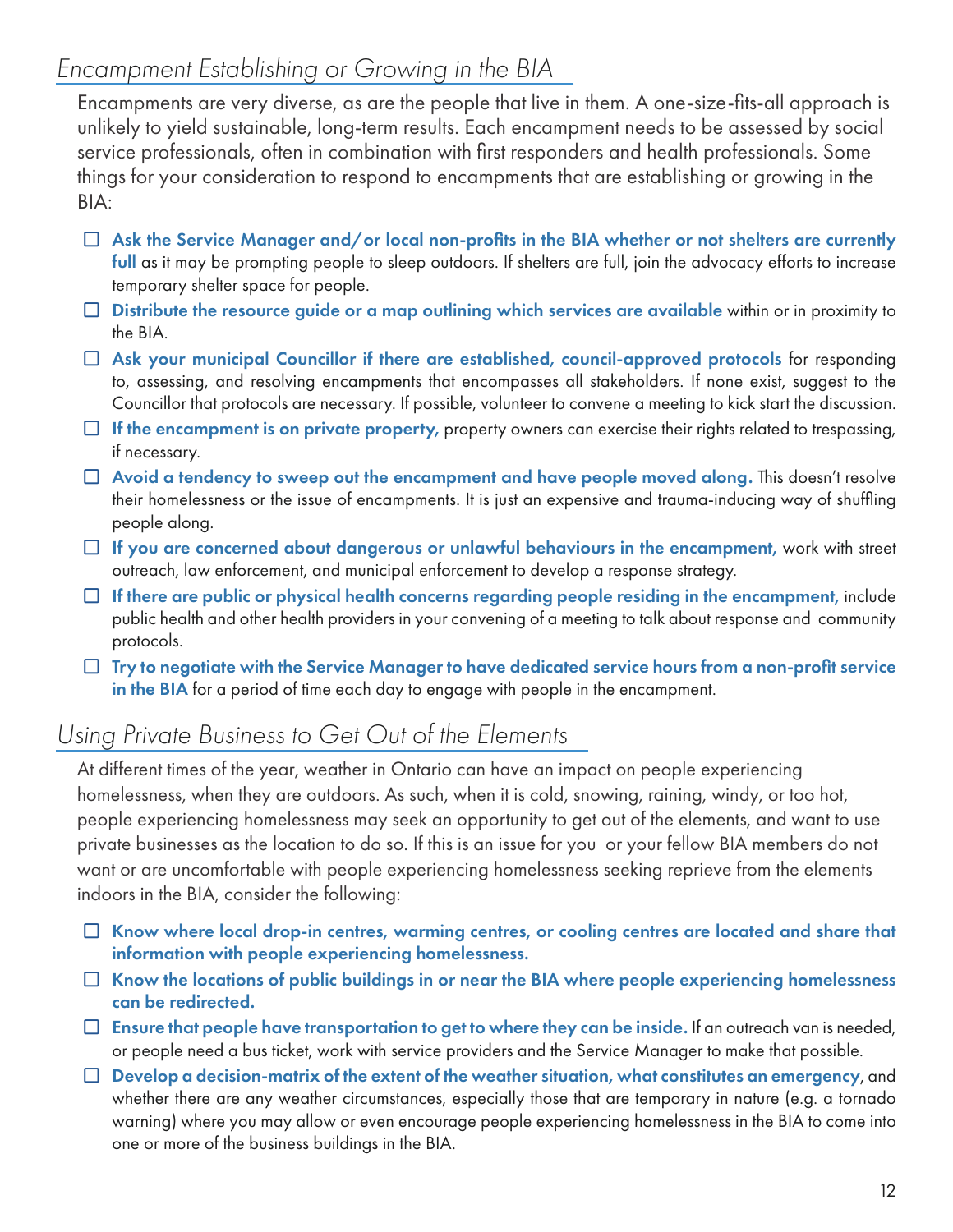## *Encampment Establishing or Growing in the BIA*

Encampments are very diverse, as are the people that live in them. A one-size-fits-all approach is unlikely to yield sustainable, long-term results. Each encampment needs to be assessed by social service professionals, often in combination with first responders and health professionals. Some things for your consideration to respond to encampments that are establishing or growing in the BIA:

- ☐ **Ask the Service Manager and/or local non-profits in the BIA whether or not shelters are currently full** as it may be prompting people to sleep outdoors. If shelters are full, join the advocacy efforts to increase temporary shelter space for people.
- ☐ **Distribute the resource guide or a map outlining which services are available** within or in proximity to the BIA.
- ☐ **Ask your municipal Councillor if there are established, council-approved protocols** for responding to, assessing, and resolving encampments that encompasses all stakeholders. If none exist, suggest to the Councillor that protocols are necessary. If possible, volunteer to convene a meeting to kick start the discussion.
- ☐ **If the encampment is on private property,** property owners can exercise their rights related to trespassing, if necessary.
- ☐ **Avoid a tendency to sweep out the encampment and have people moved along.** This doesn't resolve their homelessness or the issue of encampments. It is just an expensive and trauma-inducing way of shuffling people along.
- ☐ **If you are concerned about dangerous or unlawful behaviours in the encampment,** work with street outreach, law enforcement, and municipal enforcement to develop a response strategy.
- ☐ **If there are public or physical health concerns regarding people residing in the encampment,** include public health and other health providers in your convening of a meeting to talk about response and community protocols.
- ☐ **Try to negotiate with the Service Manager to have dedicated service hours from a non-profit service in the BIA** for a period of time each day to engage with people in the encampment.

## *Using Private Business to Get Out of the Elements*

At different times of the year, weather in Ontario can have an impact on people experiencing homelessness, when they are outdoors. As such, when it is cold, snowing, raining, windy, or too hot, people experiencing homelessness may seek an opportunity to get out of the elements, and want to use private businesses as the location to do so. If this is an issue for you or your fellow BIA members do not want or are uncomfortable with people experiencing homelessness seeking reprieve from the elements indoors in the BIA, consider the following:

- ☐ **Know where local drop-in centres, warming centres, or cooling centres are located and share that information with people experiencing homelessness.**
- ☐ **Know the locations of public buildings in or near the BIA where people experiencing homelessness can be redirected.**
- ☐ **Ensure that people have transportation to get to where they can be inside.** If an outreach van is needed, or people need a bus ticket, work with service providers and the Service Manager to make that possible.
- ☐ **Develop a decision-matrix of the extent of the weather situation, what constitutes an emergency**, and whether there are any weather circumstances, especially those that are temporary in nature (e.g. a tornado warning) where you may allow or even encourage people experiencing homelessness in the BIA to come into one or more of the business buildings in the BIA.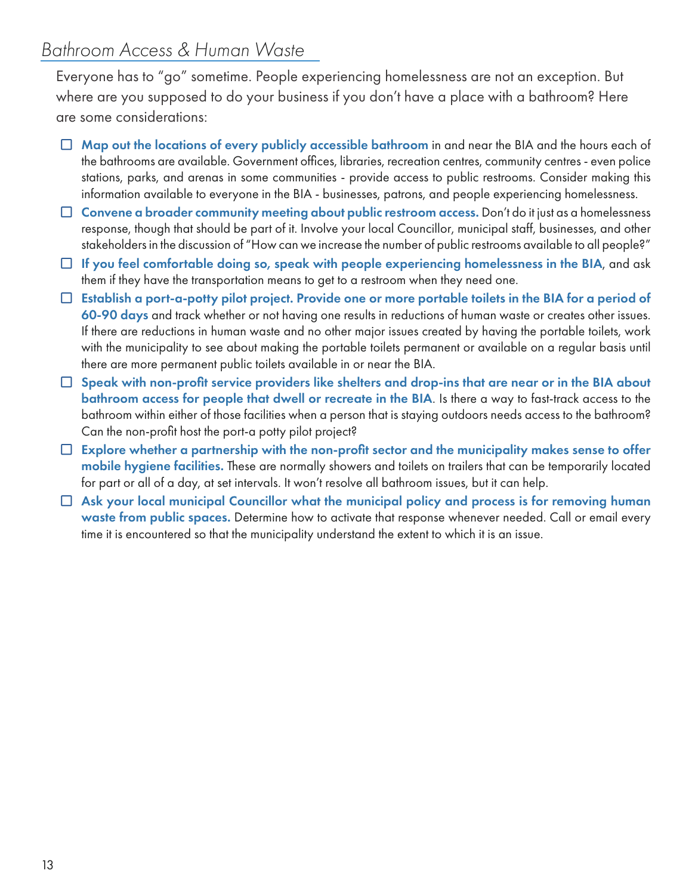## *Bathroom Access & Human Waste*

Everyone has to "go" sometime. People experiencing homelessness are not an exception. But where are you supposed to do your business if you don't have a place with a bathroom? Here are some considerations:

- [ ] **Map out the locations of every publicly accessible bathroom** in and near the BIA and the hours each of the bathrooms are available. Government offices, libraries, recreation centres, community centres - even police stations, parks, and arenas in some communities - provide access to public restrooms. Consider making this information available to everyone in the BIA - businesses, patrons, and people experiencing homelessness.
- [ ] **Convene a broader community meeting about public restroom access.** Don't do it just as a homelessness response, though that should be part of it. Involve your local Councillor, municipal staff, businesses, and other stakeholders in the discussion of "How can we increase the number of public restrooms available to all people?"
- [ ] **If you feel comfortable doing so, speak with people experiencing homelessness in the BIA**, and ask them if they have the transportation means to get to a restroom when they need one.
- [ ] **Establish a port-a-potty pilot project. Provide one or more portable toilets in the BIA for a period of 60-90 days** and track whether or not having one results in reductions of human waste or creates other issues. If there are reductions in human waste and no other major issues created by having the portable toilets, work with the municipality to see about making the portable toilets permanent or available on a regular basis until there are more permanent public toilets available in or near the BIA.
- [ ] **Speak with non-profit service providers like shelters and drop-ins that are near or in the BIA about bathroom access for people that dwell or recreate in the BIA**. Is there a way to fast-track access to the bathroom within either of those facilities when a person that is staying outdoors needs access to the bathroom? Can the non-profit host the port-a potty pilot project?
- [ ] **Explore whether a partnership with the non-profit sector and the municipality makes sense to offer mobile hygiene facilities.** These are normally showers and toilets on trailers that can be temporarily located for part or all of a day, at set intervals. It won't resolve all bathroom issues, but it can help.
- [ ] **Ask your local municipal Councillor what the municipal policy and process is for removing human waste from public spaces.** Determine how to activate that response whenever needed. Call or email every time it is encountered so that the municipality understand the extent to which it is an issue.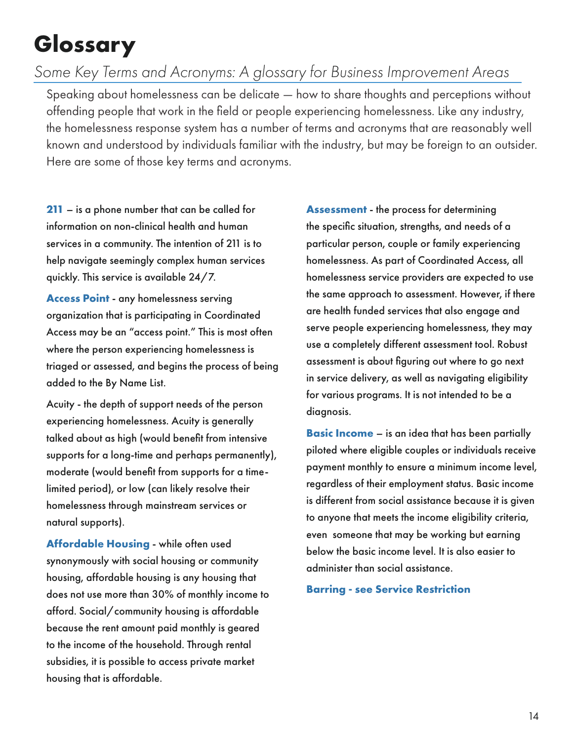# Glossary

*Some Key Terms and Acronyms: A glossary for Business Improvement Areas*

Speaking about homelessness can be delicate — how to share thoughts and perceptions without offending people that work in the field or people experiencing homelessness. Like any industry, the homelessness response system has a number of terms and acronyms that are reasonably well known and understood by individuals familiar with the industry, but may be foreign to an outsider. Here are some of those key terms and acronyms.

**211** – is a phone number that can be called for information on non-clinical health and human services in a community. The intention of 211 is to help navigate seemingly complex human services quickly. This service is available 24/7.

**Access Point** - any homelessness serving organization that is participating in Coordinated Access may be an "access point." This is most often where the person experiencing homelessness is triaged or assessed, and begins the process of being added to the By Name List.

Acuity - the depth of support needs of the person experiencing homelessness. Acuity is generally talked about as high (would benefit from intensive supports for a long-time and perhaps permanently), moderate (would benefit from supports for a time-limited period), or low (can likely resolve their homelessness through mainstream services or natural supports).

**Affordable Housing** - while often used synonymously with social housing or community housing, affordable housing is any housing that does not use more than 30% of monthly income to afford. Social/community housing is affordable because the rent amount paid monthly is geared to the income of the household. Through rental subsidies, it is possible to access private market housing that is affordable.

**Assessment** - the process for determining the specific situation, strengths, and needs of a particular person, couple or family experiencing homelessness. As part of Coordinated Access, all homelessness service providers are expected to use the same approach to assessment. However, if there are health funded services that also engage and serve people experiencing homelessness, they may use a completely different assessment tool. Robust assessment is about figuring out where to go next in service delivery, as well as navigating eligibility for various programs. It is not intended to be a diagnosis.

**Basic Income** – is an idea that has been partially piloted where eligible couples or individuals receive payment monthly to ensure a minimum income level, regardless of their employment status. Basic income is different from social assistance because it is given to anyone that meets the income eligibility criteria, even someone that may be working but earning below the basic income level. It is also easier to administer than social assistance.

**Barring - see Service Restriction**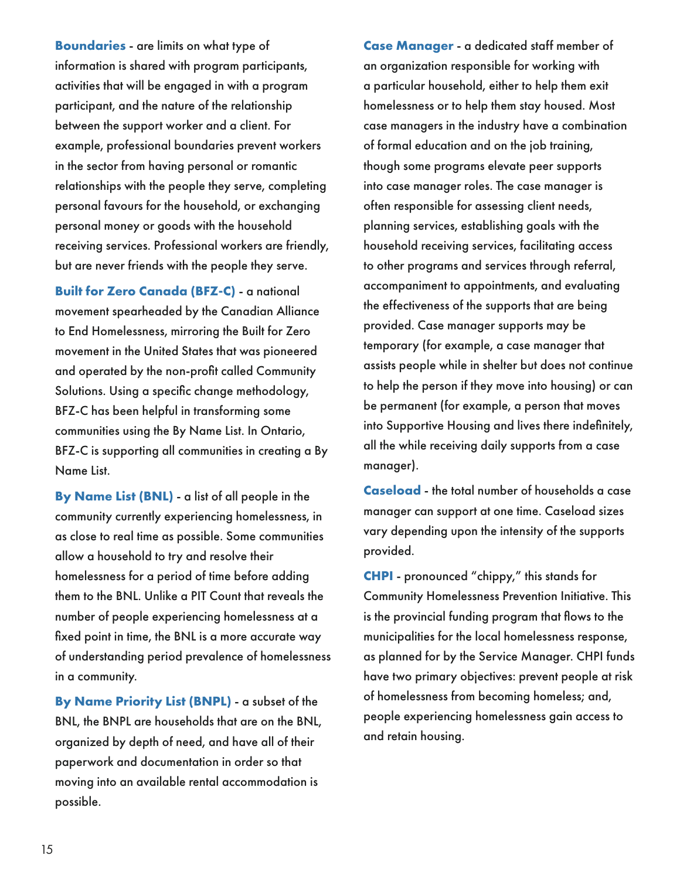**Boundaries** - are limits on what type of information is shared with program participants, activities that will be engaged in with a program participant, and the nature of the relationship between the support worker and a client. For example, professional boundaries prevent workers in the sector from having personal or romantic relationships with the people they serve, completing personal favours for the household, or exchanging personal money or goods with the household receiving services. Professional workers are friendly, but are never friends with the people they serve.

**Built for Zero Canada (BFZ-C)** - a national movement spearheaded by the Canadian Alliance to End Homelessness, mirroring the Built for Zero movement in the United States that was pioneered and operated by the non-profit called Community Solutions. Using a specific change methodology, BFZ-C has been helpful in transforming some communities using the By Name List. In Ontario, BFZ-C is supporting all communities in creating a By Name List.

**By Name List (BNL)** - a list of all people in the community currently experiencing homelessness, in as close to real time as possible. Some communities allow a household to try and resolve their homelessness for a period of time before adding them to the BNL. Unlike a PIT Count that reveals the number of people experiencing homelessness at a fixed point in time, the BNL is a more accurate way of understanding period prevalence of homelessness in a community.

**By Name Priority List (BNPL)** - a subset of the BNL, the BNPL are households that are on the BNL, organized by depth of need, and have all of their paperwork and documentation in order so that moving into an available rental accommodation is possible.

**Case Manager** - a dedicated staff member of an organization responsible for working with a particular household, either to help them exit homelessness or to help them stay housed. Most case managers in the industry have a combination of formal education and on the job training, though some programs elevate peer supports into case manager roles. The case manager is often responsible for assessing client needs, planning services, establishing goals with the household receiving services, facilitating access to other programs and services through referral, accompaniment to appointments, and evaluating the effectiveness of the supports that are being provided. Case manager supports may be temporary (for example, a case manager that assists people while in shelter but does not continue to help the person if they move into housing) or can be permanent (for example, a person that moves into Supportive Housing and lives there indefinitely, all the while receiving daily supports from a case manager).

**Caseload** - the total number of households a case manager can support at one time. Caseload sizes vary depending upon the intensity of the supports provided.

**CHPI** - pronounced "chippy," this stands for Community Homelessness Prevention Initiative. This is the provincial funding program that flows to the municipalities for the local homelessness response, as planned for by the Service Manager. CHPI funds have two primary objectives: prevent people at risk of homelessness from becoming homeless; and, people experiencing homelessness gain access to and retain housing.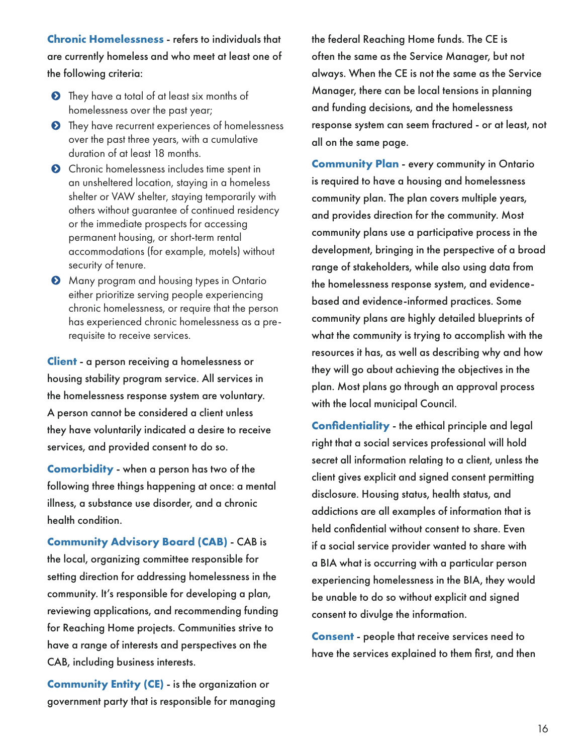**Chronic Homelessness** - refers to individuals that are currently homeless and who meet at least one of the following criteria:

- They have a total of at least six months of homelessness over the past year;
- They have recurrent experiences of homelessness over the past three years, with a cumulative duration of at least 18 months.
- Chronic homelessness includes time spent in an unsheltered location, staying in a homeless shelter or VAW shelter, staying temporarily with others without guarantee of continued residency or the immediate prospects for accessing permanent housing, or short-term rental accommodations (for example, motels) without security of tenure.
- Many program and housing types in Ontario either prioritize serving people experiencing chronic homelessness, or require that the person has experienced chronic homelessness as a pre-requisite to receive services.

**Client** - a person receiving a homelessness or housing stability program service. All services in the homelessness response system are voluntary. A person cannot be considered a client unless they have voluntarily indicated a desire to receive services, and provided consent to do so.

**Comorbidity** - when a person has two of the following three things happening at once: a mental illness, a substance use disorder, and a chronic health condition.

**Community Advisory Board (CAB)** - CAB is the local, organizing committee responsible for setting direction for addressing homelessness in the community. It's responsible for developing a plan, reviewing applications, and recommending funding for Reaching Home projects. Communities strive to have a range of interests and perspectives on the CAB, including business interests.

**Community Entity (CE)** - is the organization or government party that is responsible for managing the federal Reaching Home funds. The CE is often the same as the Service Manager, but not always. When the CE is not the same as the Service Manager, there can be local tensions in planning and funding decisions, and the homelessness response system can seem fractured - or at least, not all on the same page.

**Community Plan** - every community in Ontario is required to have a housing and homelessness community plan. The plan covers multiple years, and provides direction for the community. Most community plans use a participative process in the development, bringing in the perspective of a broad range of stakeholders, while also using data from the homelessness response system, and evidence-based and evidence-informed practices. Some community plans are highly detailed blueprints of what the community is trying to accomplish with the resources it has, as well as describing why and how they will go about achieving the objectives in the plan. Most plans go through an approval process with the local municipal Council.

**Confidentiality** - the ethical principle and legal right that a social services professional will hold secret all information relating to a client, unless the client gives explicit and signed consent permitting disclosure. Housing status, health status, and addictions are all examples of information that is held confidential without consent to share. Even if a social service provider wanted to share with a BIA what is occurring with a particular person experiencing homelessness in the BIA, they would be unable to do so without explicit and signed consent to divulge the information.

**Consent** - people that receive services need to have the services explained to them first, and then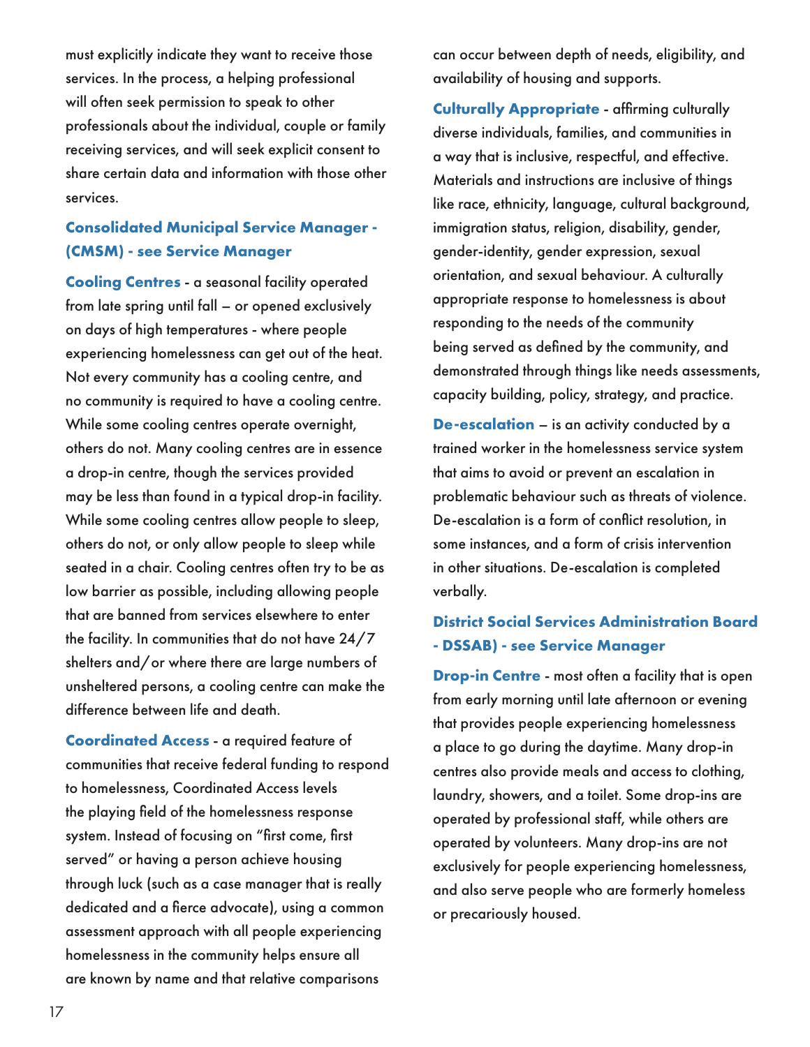must explicitly indicate they want to receive those services. In the process, a helping professional will often seek permission to speak to other professionals about the individual, couple or family receiving services, and will seek explicit consent to share certain data and information with those other services.

**Consolidated Municipal Service Manager - (CMSM) - see Service Manager**

**Cooling Centres** - a seasonal facility operated from late spring until fall – or opened exclusively on days of high temperatures - where people experiencing homelessness can get out of the heat. Not every community has a cooling centre, and no community is required to have a cooling centre. While some cooling centres operate overnight, others do not. Many cooling centres are in essence a drop-in centre, though the services provided may be less than found in a typical drop-in facility. While some cooling centres allow people to sleep, others do not, or only allow people to sleep while seated in a chair. Cooling centres often try to be as low barrier as possible, including allowing people that are banned from services elsewhere to enter the facility. In communities that do not have 24/7 shelters and/or where there are large numbers of unsheltered persons, a cooling centre can make the difference between life and death.

**Coordinated Access** - a required feature of communities that receive federal funding to respond to homelessness, Coordinated Access levels the playing field of the homelessness response system. Instead of focusing on "first come, first served" or having a person achieve housing through luck (such as a case manager that is really dedicated and a fierce advocate), using a common assessment approach with all people experiencing homelessness in the community helps ensure all are known by name and that relative comparisons can occur between depth of needs, eligibility, and availability of housing and supports.

**Culturally Appropriate** - affirming culturally diverse individuals, families, and communities in a way that is inclusive, respectful, and effective. Materials and instructions are inclusive of things like race, ethnicity, language, cultural background, immigration status, religion, disability, gender, gender-identity, gender expression, sexual orientation, and sexual behaviour. A culturally appropriate response to homelessness is about responding to the needs of the community being served as defined by the community, and demonstrated through things like needs assessments, capacity building, policy, strategy, and practice.

**De-escalation** – is an activity conducted by a trained worker in the homelessness service system that aims to avoid or prevent an escalation in problematic behaviour such as threats of violence. De-escalation is a form of conflict resolution, in some instances, and a form of crisis intervention in other situations. De-escalation is completed verbally.

**District Social Services Administration Board - DSSAB) - see Service Manager**

**Drop-in Centre** - most often a facility that is open from early morning until late afternoon or evening that provides people experiencing homelessness a place to go during the daytime. Many drop-in centres also provide meals and access to clothing, laundry, showers, and a toilet. Some drop-ins are operated by professional staff, while others are operated by volunteers. Many drop-ins are not exclusively for people experiencing homelessness, and also serve people who are formerly homeless or precariously housed.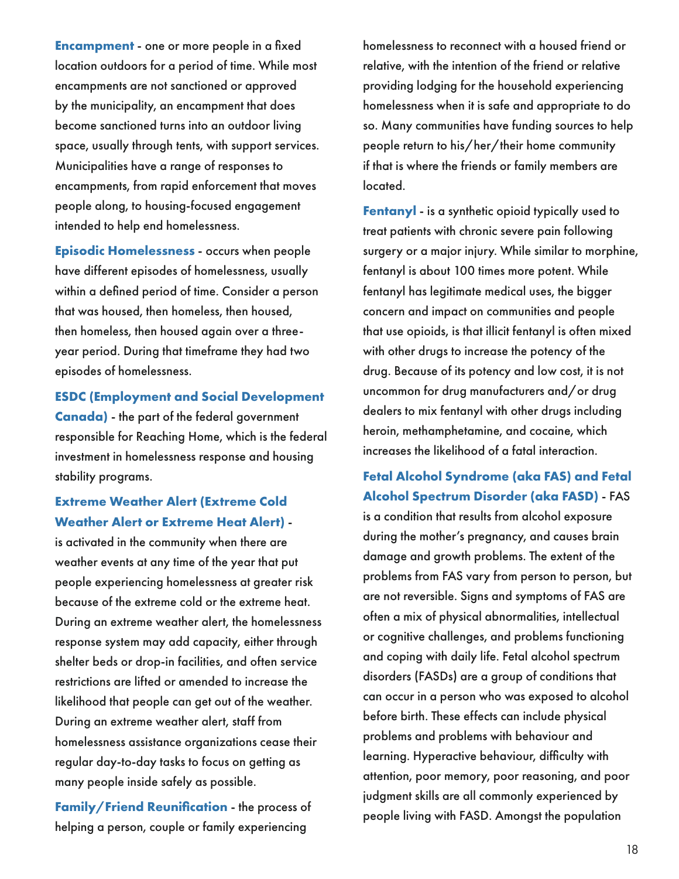**Encampment** - one or more people in a fixed location outdoors for a period of time. While most encampments are not sanctioned or approved by the municipality, an encampment that does become sanctioned turns into an outdoor living space, usually through tents, with support services. Municipalities have a range of responses to encampments, from rapid enforcement that moves people along, to housing-focused engagement intended to help end homelessness.

**Episodic Homelessness** - occurs when people have different episodes of homelessness, usually within a defined period of time. Consider a person that was housed, then homeless, then housed, then homeless, then housed again over a three-year period. During that timeframe they had two episodes of homelessness.

**ESDC (Employment and Social Development Canada)** - the part of the federal government responsible for Reaching Home, which is the federal investment in homelessness response and housing stability programs.

**Extreme Weather Alert (Extreme Cold Weather Alert or Extreme Heat Alert)** - is activated in the community when there are weather events at any time of the year that put people experiencing homelessness at greater risk because of the extreme cold or the extreme heat. During an extreme weather alert, the homelessness response system may add capacity, either through shelter beds or drop-in facilities, and often service restrictions are lifted or amended to increase the likelihood that people can get out of the weather. During an extreme weather alert, staff from homelessness assistance organizations cease their regular day-to-day tasks to focus on getting as many people inside safely as possible.

**Family/Friend Reunification** - the process of helping a person, couple or family experiencing homelessness to reconnect with a housed friend or relative, with the intention of the friend or relative providing lodging for the household experiencing homelessness when it is safe and appropriate to do so. Many communities have funding sources to help people return to his/her/their home community if that is where the friends or family members are located.

**Fentanyl** - is a synthetic opioid typically used to treat patients with chronic severe pain following surgery or a major injury. While similar to morphine, fentanyl is about 100 times more potent. While fentanyl has legitimate medical uses, the bigger concern and impact on communities and people that use opioids, is that illicit fentanyl is often mixed with other drugs to increase the potency of the drug. Because of its potency and low cost, it is not uncommon for drug manufacturers and/or drug dealers to mix fentanyl with other drugs including heroin, methamphetamine, and cocaine, which increases the likelihood of a fatal interaction.

**Fetal Alcohol Syndrome (aka FAS) and Fetal Alcohol Spectrum Disorder (aka FASD)** - FAS is a condition that results from alcohol exposure during the mother's pregnancy, and causes brain damage and growth problems. The extent of the problems from FAS vary from person to person, but are not reversible. Signs and symptoms of FAS are often a mix of physical abnormalities, intellectual or cognitive challenges, and problems functioning and coping with daily life. Fetal alcohol spectrum disorders (FASDs) are a group of conditions that can occur in a person who was exposed to alcohol before birth. These effects can include physical problems and problems with behaviour and learning. Hyperactive behaviour, difficulty with attention, poor memory, poor reasoning, and poor judgment skills are all commonly experienced by people living with FASD. Amongst the population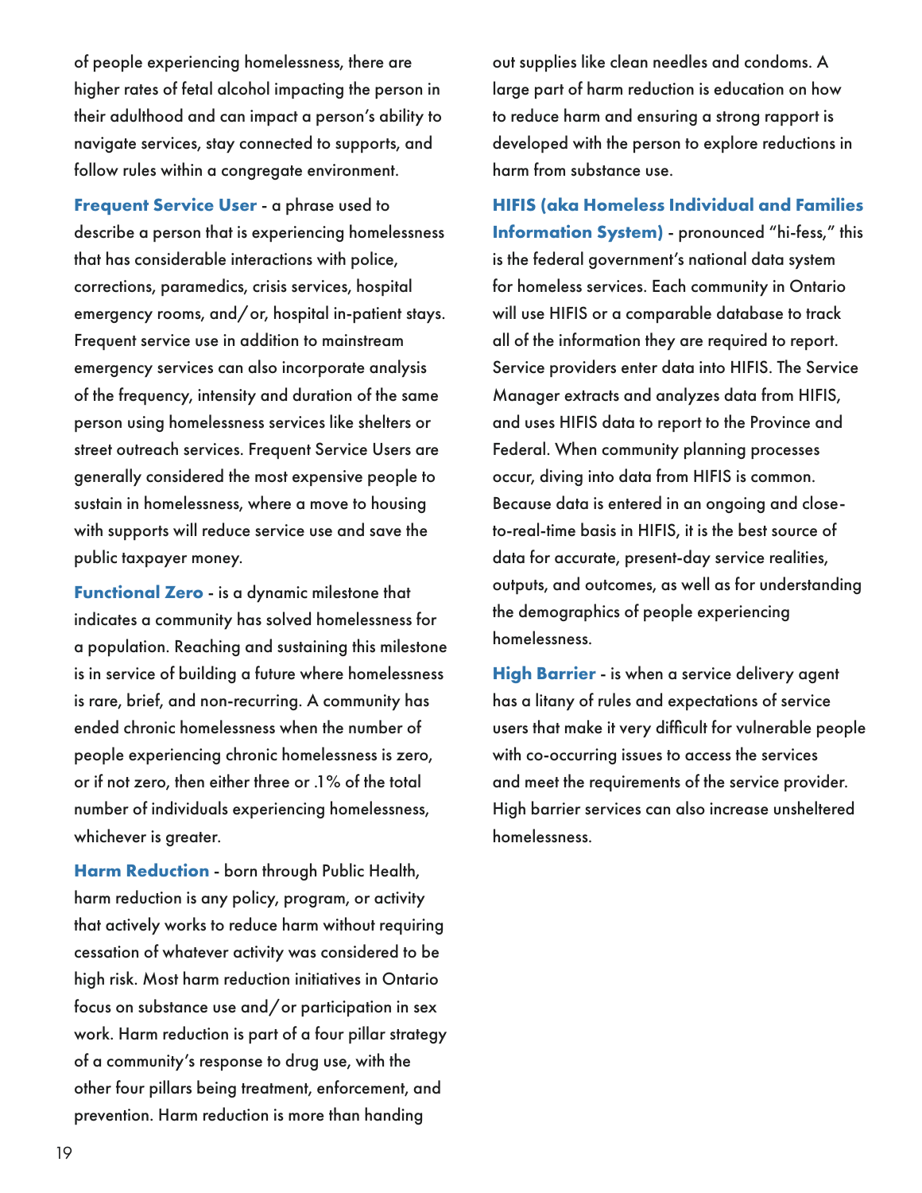of people experiencing homelessness, there are higher rates of fetal alcohol impacting the person in their adulthood and can impact a person's ability to navigate services, stay connected to supports, and follow rules within a congregate environment.

**Frequent Service User** - a phrase used to describe a person that is experiencing homelessness that has considerable interactions with police, corrections, paramedics, crisis services, hospital emergency rooms, and/or, hospital in-patient stays. Frequent service use in addition to mainstream emergency services can also incorporate analysis of the frequency, intensity and duration of the same person using homelessness services like shelters or street outreach services. Frequent Service Users are generally considered the most expensive people to sustain in homelessness, where a move to housing with supports will reduce service use and save the public taxpayer money.

**Functional Zero** - is a dynamic milestone that indicates a community has solved homelessness for a population. Reaching and sustaining this milestone is in service of building a future where homelessness is rare, brief, and non-recurring. A community has ended chronic homelessness when the number of people experiencing chronic homelessness is zero, or if not zero, then either three or .1% of the total number of individuals experiencing homelessness, whichever is greater.

**Harm Reduction** - born through Public Health, harm reduction is any policy, program, or activity that actively works to reduce harm without requiring cessation of whatever activity was considered to be high risk. Most harm reduction initiatives in Ontario focus on substance use and/or participation in sex work. Harm reduction is part of a four pillar strategy of a community's response to drug use, with the other four pillars being treatment, enforcement, and prevention. Harm reduction is more than handing out supplies like clean needles and condoms. A large part of harm reduction is education on how to reduce harm and ensuring a strong rapport is developed with the person to explore reductions in harm from substance use.

**HIFIS (aka Homeless Individual and Families Information System)** - pronounced "hi-fess," this is the federal government's national data system for homeless services. Each community in Ontario will use HIFIS or a comparable database to track all of the information they are required to report. Service providers enter data into HIFIS. The Service Manager extracts and analyzes data from HIFIS, and uses HIFIS data to report to the Province and Federal. When community planning processes occur, diving into data from HIFIS is common. Because data is entered in an ongoing and close-to-real-time basis in HIFIS, it is the best source of data for accurate, present-day service realities, outputs, and outcomes, as well as for understanding the demographics of people experiencing homelessness.

**High Barrier** - is when a service delivery agent has a litany of rules and expectations of service users that make it very difficult for vulnerable people with co-occurring issues to access the services and meet the requirements of the service provider. High barrier services can also increase unsheltered homelessness.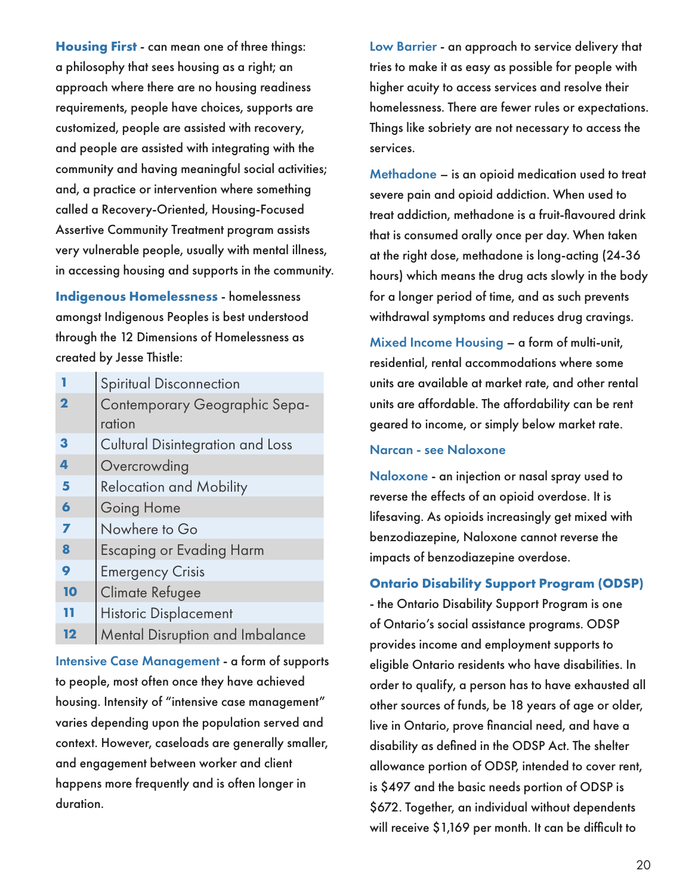**Housing First** - can mean one of three things: a philosophy that sees housing as a right; an approach where there are no housing readiness requirements, people have choices, supports are customized, people are assisted with recovery, and people are assisted with integrating with the community and having meaningful social activities; and, a practice or intervention where something called a Recovery-Oriented, Housing-Focused Assertive Community Treatment program assists very vulnerable people, usually with mental illness, in accessing housing and supports in the community.

**Indigenous Homelessness** - homelessness amongst Indigenous Peoples is best understood through the 12 Dimensions of Homelessness as created by Jesse Thistle:

| | |
|---|---|
| **1** | Spiritual Disconnection |
| **2** | Contemporary Geographic Separation |
| **3** | Cultural Disintegration and Loss |
| **4** | Overcrowding |
| **5** | Relocation and Mobility |
| **6** | Going Home |
| **7** | Nowhere to Go |
| **8** | Escaping or Evading Harm |
| **9** | Emergency Crisis |
| **10** | Climate Refugee |
| **11** | Historic Displacement |
| **12** | Mental Disruption and Imbalance |

**Intensive Case Management** - a form of supports to people, most often once they have achieved housing. Intensity of "intensive case management" varies depending upon the population served and context. However, caseloads are generally smaller, and engagement between worker and client happens more frequently and is often longer in duration.

**Low Barrier** - an approach to service delivery that tries to make it as easy as possible for people with higher acuity to access services and resolve their homelessness. There are fewer rules or expectations. Things like sobriety are not necessary to access the services.

**Methadone** – is an opioid medication used to treat severe pain and opioid addiction. When used to treat addiction, methadone is a fruit-flavoured drink that is consumed orally once per day. When taken at the right dose, methadone is long-acting (24-36 hours) which means the drug acts slowly in the body for a longer period of time, and as such prevents withdrawal symptoms and reduces drug cravings.

**Mixed Income Housing** – a form of multi-unit, residential, rental accommodations where some units are available at market rate, and other rental units are affordable. The affordability can be rent geared to income, or simply below market rate.

**Narcan - see Naloxone**

**Naloxone** - an injection or nasal spray used to reverse the effects of an opioid overdose. It is lifesaving. As opioids increasingly get mixed with benzodiazepine, Naloxone cannot reverse the impacts of benzodiazepine overdose.

**Ontario Disability Support Program (ODSP)** - the Ontario Disability Support Program is one of Ontario's social assistance programs. ODSP provides income and employment supports to eligible Ontario residents who have disabilities. In order to qualify, a person has to have exhausted all other sources of funds, be 18 years of age or older, live in Ontario, prove financial need, and have a disability as defined in the ODSP Act. The shelter allowance portion of ODSP, intended to cover rent, is $497 and the basic needs portion of ODSP is $672. Together, an individual without dependents will receive $1,169 per month. It can be difficult to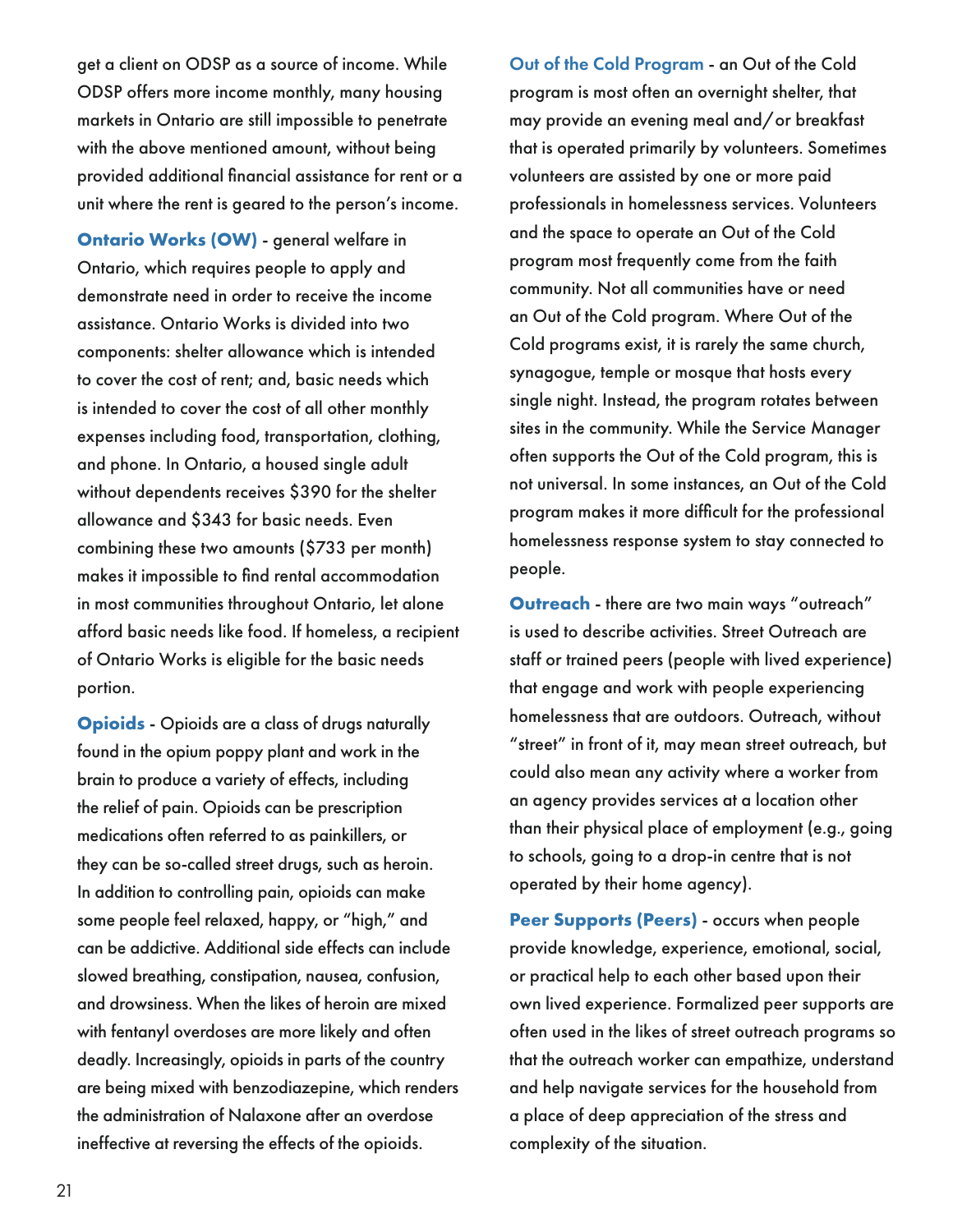get a client on ODSP as a source of income. While ODSP offers more income monthly, many housing markets in Ontario are still impossible to penetrate with the above mentioned amount, without being provided additional financial assistance for rent or a unit where the rent is geared to the person's income.

**Ontario Works (OW)** - general welfare in Ontario, which requires people to apply and demonstrate need in order to receive the income assistance. Ontario Works is divided into two components: shelter allowance which is intended to cover the cost of rent; and, basic needs which is intended to cover the cost of all other monthly expenses including food, transportation, clothing, and phone. In Ontario, a housed single adult without dependents receives $390 for the shelter allowance and $343 for basic needs. Even combining these two amounts ($733 per month) makes it impossible to find rental accommodation in most communities throughout Ontario, let alone afford basic needs like food. If homeless, a recipient of Ontario Works is eligible for the basic needs portion.

**Opioids** - Opioids are a class of drugs naturally found in the opium poppy plant and work in the brain to produce a variety of effects, including the relief of pain. Opioids can be prescription medications often referred to as painkillers, or they can be so-called street drugs, such as heroin. In addition to controlling pain, opioids can make some people feel relaxed, happy, or "high," and can be addictive. Additional side effects can include slowed breathing, constipation, nausea, confusion, and drowsiness. When the likes of heroin are mixed with fentanyl overdoses are more likely and often deadly. Increasingly, opioids in parts of the country are being mixed with benzodiazepine, which renders the administration of Nalaxone after an overdose ineffective at reversing the effects of the opioids.

**Out of the Cold Program** - an Out of the Cold program is most often an overnight shelter, that may provide an evening meal and/or breakfast that is operated primarily by volunteers. Sometimes volunteers are assisted by one or more paid professionals in homelessness services. Volunteers and the space to operate an Out of the Cold program most frequently come from the faith community. Not all communities have or need an Out of the Cold program. Where Out of the Cold programs exist, it is rarely the same church, synagogue, temple or mosque that hosts every single night. Instead, the program rotates between sites in the community. While the Service Manager often supports the Out of the Cold program, this is not universal. In some instances, an Out of the Cold program makes it more difficult for the professional homelessness response system to stay connected to people.

**Outreach** - there are two main ways "outreach" is used to describe activities. Street Outreach are staff or trained peers (people with lived experience) that engage and work with people experiencing homelessness that are outdoors. Outreach, without "street" in front of it, may mean street outreach, but could also mean any activity where a worker from an agency provides services at a location other than their physical place of employment (e.g., going to schools, going to a drop-in centre that is not operated by their home agency).

**Peer Supports (Peers)** - occurs when people provide knowledge, experience, emotional, social, or practical help to each other based upon their own lived experience. Formalized peer supports are often used in the likes of street outreach programs so that the outreach worker can empathize, understand and help navigate services for the household from a place of deep appreciation of the stress and complexity of the situation.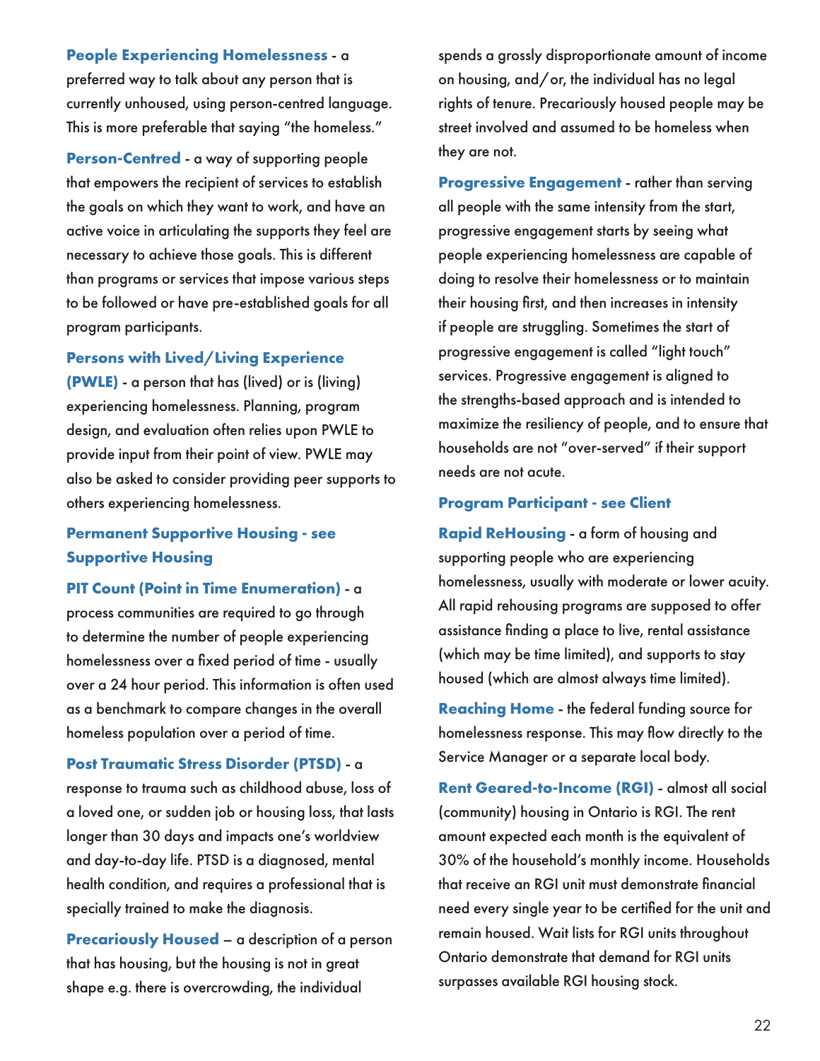**People Experiencing Homelessness** - a preferred way to talk about any person that is currently unhoused, using person-centred language. This is more preferable that saying "the homeless."

**Person-Centred** - a way of supporting people that empowers the recipient of services to establish the goals on which they want to work, and have an active voice in articulating the supports they feel are necessary to achieve those goals. This is different than programs or services that impose various steps to be followed or have pre-established goals for all program participants.

**Persons with Lived/Living Experience (PWLE)** - a person that has (lived) or is (living) experiencing homelessness. Planning, program design, and evaluation often relies upon PWLE to provide input from their point of view. PWLE may also be asked to consider providing peer supports to others experiencing homelessness.

**Permanent Supportive Housing - see Supportive Housing**

**PIT Count (Point in Time Enumeration)** - a process communities are required to go through to determine the number of people experiencing homelessness over a fixed period of time - usually over a 24 hour period. This information is often used as a benchmark to compare changes in the overall homeless population over a period of time.

**Post Traumatic Stress Disorder (PTSD)** - a response to trauma such as childhood abuse, loss of a loved one, or sudden job or housing loss, that lasts longer than 30 days and impacts one's worldview and day-to-day life. PTSD is a diagnosed, mental health condition, and requires a professional that is specially trained to make the diagnosis.

**Precariously Housed** – a description of a person that has housing, but the housing is not in great shape e.g. there is overcrowding, the individual spends a grossly disproportionate amount of income on housing, and/or, the individual has no legal rights of tenure. Precariously housed people may be street involved and assumed to be homeless when they are not.

**Progressive Engagement** - rather than serving all people with the same intensity from the start, progressive engagement starts by seeing what people experiencing homelessness are capable of doing to resolve their homelessness or to maintain their housing first, and then increases in intensity if people are struggling. Sometimes the start of progressive engagement is called "light touch" services. Progressive engagement is aligned to the strengths-based approach and is intended to maximize the resiliency of people, and to ensure that households are not "over-served" if their support needs are not acute.

**Program Participant - see Client**

**Rapid ReHousing** - a form of housing and supporting people who are experiencing homelessness, usually with moderate or lower acuity. All rapid rehousing programs are supposed to offer assistance finding a place to live, rental assistance (which may be time limited), and supports to stay housed (which are almost always time limited).

**Reaching Home** - the federal funding source for homelessness response. This may flow directly to the Service Manager or a separate local body.

**Rent Geared-to-Income (RGI)** - almost all social (community) housing in Ontario is RGI. The rent amount expected each month is the equivalent of 30% of the household's monthly income. Households that receive an RGI unit must demonstrate financial need every single year to be certified for the unit and remain housed. Wait lists for RGI units throughout Ontario demonstrate that demand for RGI units surpasses available RGI housing stock.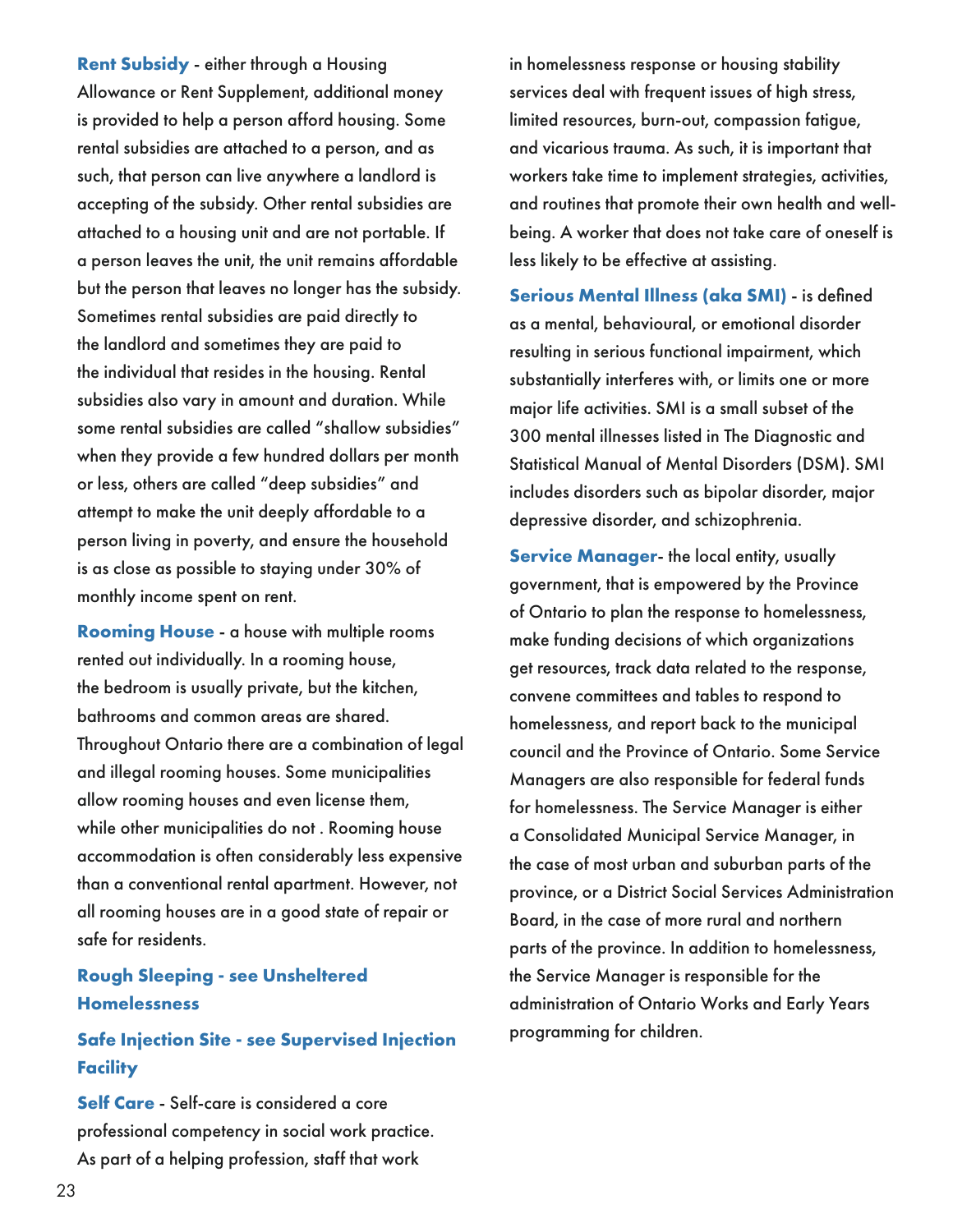**Rent Subsidy** - either through a Housing Allowance or Rent Supplement, additional money is provided to help a person afford housing. Some rental subsidies are attached to a person, and as such, that person can live anywhere a landlord is accepting of the subsidy. Other rental subsidies are attached to a housing unit and are not portable. If a person leaves the unit, the unit remains affordable but the person that leaves no longer has the subsidy. Sometimes rental subsidies are paid directly to the landlord and sometimes they are paid to the individual that resides in the housing. Rental subsidies also vary in amount and duration. While some rental subsidies are called "shallow subsidies" when they provide a few hundred dollars per month or less, others are called "deep subsidies" and attempt to make the unit deeply affordable to a person living in poverty, and ensure the household is as close as possible to staying under 30% of monthly income spent on rent.

**Rooming House** - a house with multiple rooms rented out individually. In a rooming house, the bedroom is usually private, but the kitchen, bathrooms and common areas are shared. Throughout Ontario there are a combination of legal and illegal rooming houses. Some municipalities allow rooming houses and even license them, while other municipalities do not . Rooming house accommodation is often considerably less expensive than a conventional rental apartment. However, not all rooming houses are in a good state of repair or safe for residents.

**Rough Sleeping - see Unsheltered Homelessness**

**Safe Injection Site - see Supervised Injection Facility**

**Self Care** - Self-care is considered a core professional competency in social work practice. As part of a helping profession, staff that work in homelessness response or housing stability services deal with frequent issues of high stress, limited resources, burn-out, compassion fatigue, and vicarious trauma. As such, it is important that workers take time to implement strategies, activities, and routines that promote their own health and well-being. A worker that does not take care of oneself is less likely to be effective at assisting.

**Serious Mental Illness (aka SMI)** - is defined as a mental, behavioural, or emotional disorder resulting in serious functional impairment, which substantially interferes with, or limits one or more major life activities. SMI is a small subset of the 300 mental illnesses listed in The Diagnostic and Statistical Manual of Mental Disorders (DSM). SMI includes disorders such as bipolar disorder, major depressive disorder, and schizophrenia.

**Service Manager**- the local entity, usually government, that is empowered by the Province of Ontario to plan the response to homelessness, make funding decisions of which organizations get resources, track data related to the response, convene committees and tables to respond to homelessness, and report back to the municipal council and the Province of Ontario. Some Service Managers are also responsible for federal funds for homelessness. The Service Manager is either a Consolidated Municipal Service Manager, in the case of most urban and suburban parts of the province, or a District Social Services Administration Board, in the case of more rural and northern parts of the province. In addition to homelessness, the Service Manager is responsible for the administration of Ontario Works and Early Years programming for children.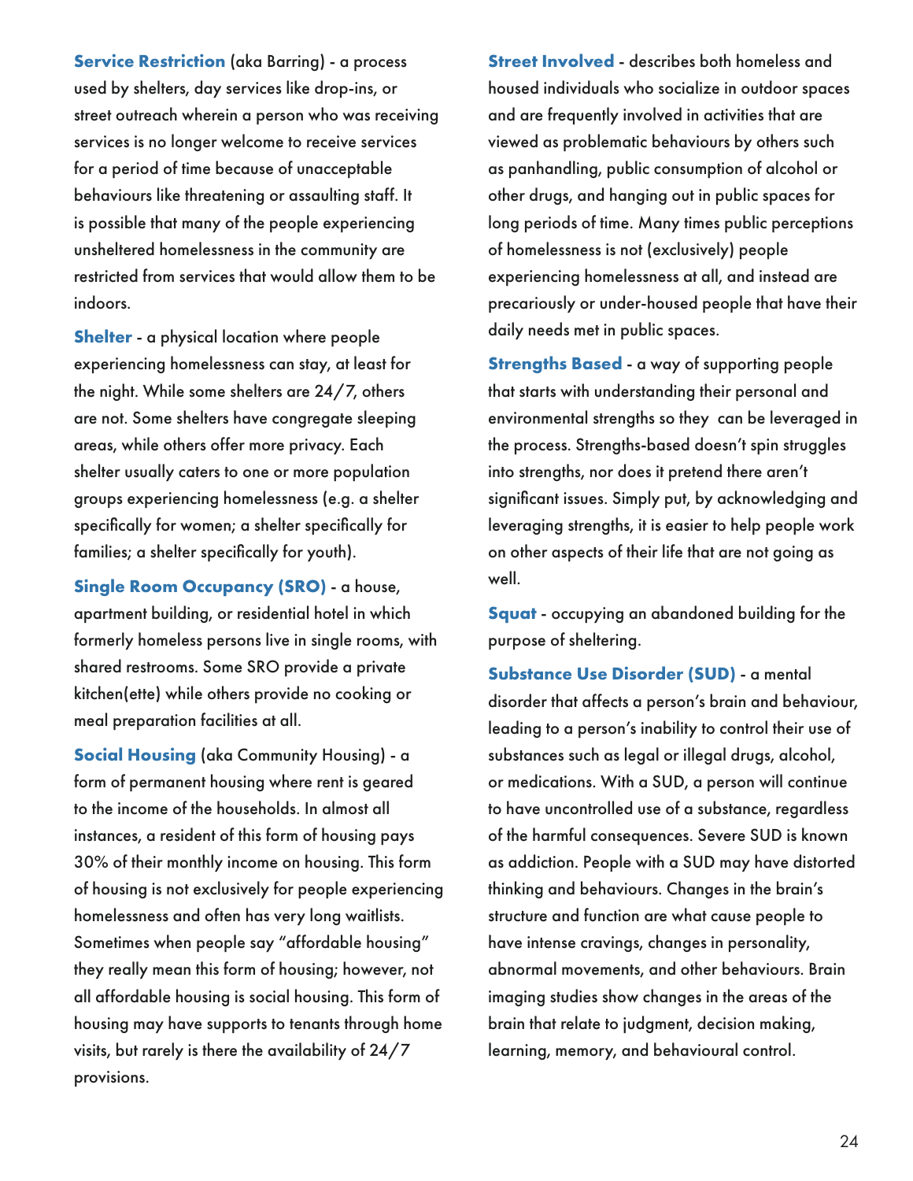**Service Restriction** (aka Barring) - a process used by shelters, day services like drop-ins, or street outreach wherein a person who was receiving services is no longer welcome to receive services for a period of time because of unacceptable behaviours like threatening or assaulting staff. It is possible that many of the people experiencing unsheltered homelessness in the community are restricted from services that would allow them to be indoors.

**Shelter** - a physical location where people experiencing homelessness can stay, at least for the night. While some shelters are 24/7, others are not. Some shelters have congregate sleeping areas, while others offer more privacy. Each shelter usually caters to one or more population groups experiencing homelessness (e.g. a shelter specifically for women; a shelter specifically for families; a shelter specifically for youth).

**Single Room Occupancy (SRO)** - a house, apartment building, or residential hotel in which formerly homeless persons live in single rooms, with shared restrooms. Some SRO provide a private kitchen(ette) while others provide no cooking or meal preparation facilities at all.

**Social Housing** (aka Community Housing) - a form of permanent housing where rent is geared to the income of the households. In almost all instances, a resident of this form of housing pays 30% of their monthly income on housing. This form of housing is not exclusively for people experiencing homelessness and often has very long waitlists. Sometimes when people say "affordable housing" they really mean this form of housing; however, not all affordable housing is social housing. This form of housing may have supports to tenants through home visits, but rarely is there the availability of 24/7 provisions.

**Street Involved** - describes both homeless and housed individuals who socialize in outdoor spaces and are frequently involved in activities that are viewed as problematic behaviours by others such as panhandling, public consumption of alcohol or other drugs, and hanging out in public spaces for long periods of time. Many times public perceptions of homelessness is not (exclusively) people experiencing homelessness at all, and instead are precariously or under-housed people that have their daily needs met in public spaces.

**Strengths Based** - a way of supporting people that starts with understanding their personal and environmental strengths so they can be leveraged in the process. Strengths-based doesn't spin struggles into strengths, nor does it pretend there aren't significant issues. Simply put, by acknowledging and leveraging strengths, it is easier to help people work on other aspects of their life that are not going as well.

**Squat** - occupying an abandoned building for the purpose of sheltering.

**Substance Use Disorder (SUD)** - a mental disorder that affects a person's brain and behaviour, leading to a person's inability to control their use of substances such as legal or illegal drugs, alcohol, or medications. With a SUD, a person will continue to have uncontrolled use of a substance, regardless of the harmful consequences. Severe SUD is known as addiction. People with a SUD may have distorted thinking and behaviours. Changes in the brain's structure and function are what cause people to have intense cravings, changes in personality, abnormal movements, and other behaviours. Brain imaging studies show changes in the areas of the brain that relate to judgment, decision making, learning, memory, and behavioural control.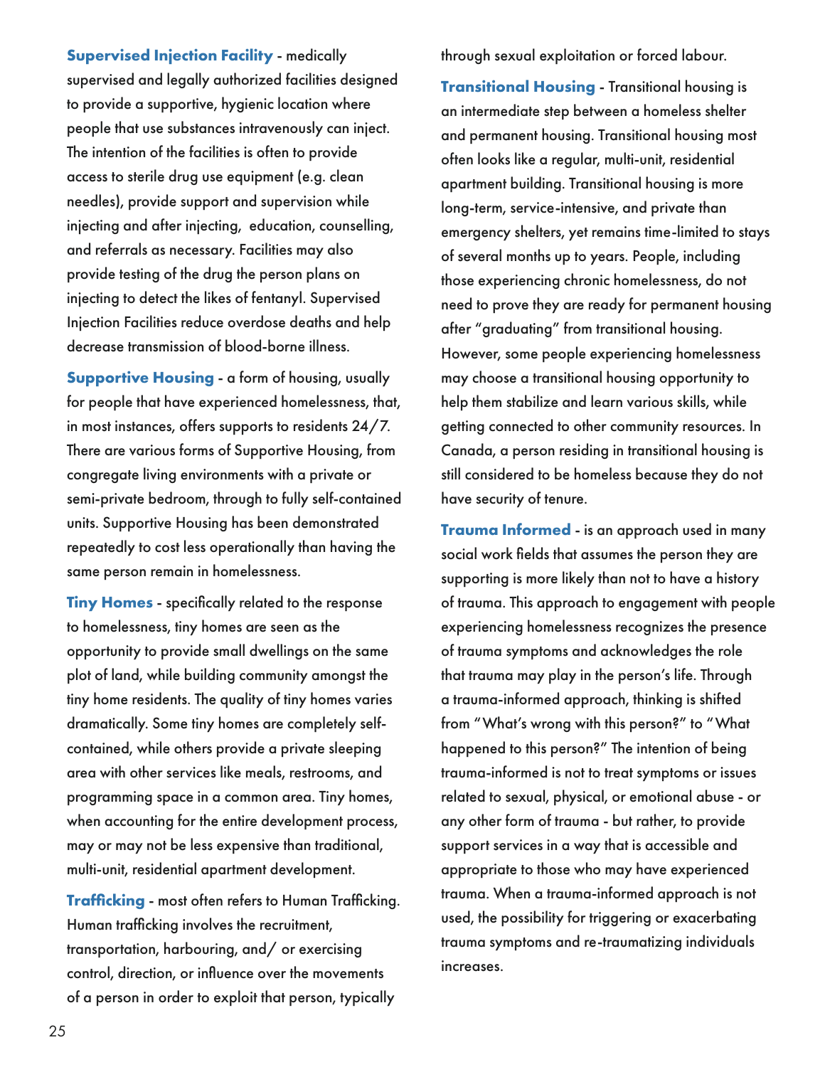**Supervised Injection Facility** - medically supervised and legally authorized facilities designed to provide a supportive, hygienic location where people that use substances intravenously can inject. The intention of the facilities is often to provide access to sterile drug use equipment (e.g. clean needles), provide support and supervision while injecting and after injecting, education, counselling, and referrals as necessary. Facilities may also provide testing of the drug the person plans on injecting to detect the likes of fentanyl. Supervised Injection Facilities reduce overdose deaths and help decrease transmission of blood-borne illness.

**Supportive Housing** - a form of housing, usually for people that have experienced homelessness, that, in most instances, offers supports to residents 24/7. There are various forms of Supportive Housing, from congregate living environments with a private or semi-private bedroom, through to fully self-contained units. Supportive Housing has been demonstrated repeatedly to cost less operationally than having the same person remain in homelessness.

**Tiny Homes** - specifically related to the response to homelessness, tiny homes are seen as the opportunity to provide small dwellings on the same plot of land, while building community amongst the tiny home residents. The quality of tiny homes varies dramatically. Some tiny homes are completely self-contained, while others provide a private sleeping area with other services like meals, restrooms, and programming space in a common area. Tiny homes, when accounting for the entire development process, may or may not be less expensive than traditional, multi-unit, residential apartment development.

**Trafficking** - most often refers to Human Trafficking. Human trafficking involves the recruitment, transportation, harbouring, and/ or exercising control, direction, or influence over the movements of a person in order to exploit that person, typically through sexual exploitation or forced labour.

**Transitional Housing** - Transitional housing is an intermediate step between a homeless shelter and permanent housing. Transitional housing most often looks like a regular, multi-unit, residential apartment building. Transitional housing is more long-term, service-intensive, and private than emergency shelters, yet remains time-limited to stays of several months up to years. People, including those experiencing chronic homelessness, do not need to prove they are ready for permanent housing after "graduating" from transitional housing. However, some people experiencing homelessness may choose a transitional housing opportunity to help them stabilize and learn various skills, while getting connected to other community resources. In Canada, a person residing in transitional housing is still considered to be homeless because they do not have security of tenure.

**Trauma Informed** - is an approach used in many social work fields that assumes the person they are supporting is more likely than not to have a history of trauma. This approach to engagement with people experiencing homelessness recognizes the presence of trauma symptoms and acknowledges the role that trauma may play in the person's life. Through a trauma-informed approach, thinking is shifted from "What's wrong with this person?" to "What happened to this person?" The intention of being trauma-informed is not to treat symptoms or issues related to sexual, physical, or emotional abuse - or any other form of trauma - but rather, to provide support services in a way that is accessible and appropriate to those who may have experienced trauma. When a trauma-informed approach is not used, the possibility for triggering or exacerbating trauma symptoms and re-traumatizing individuals increases.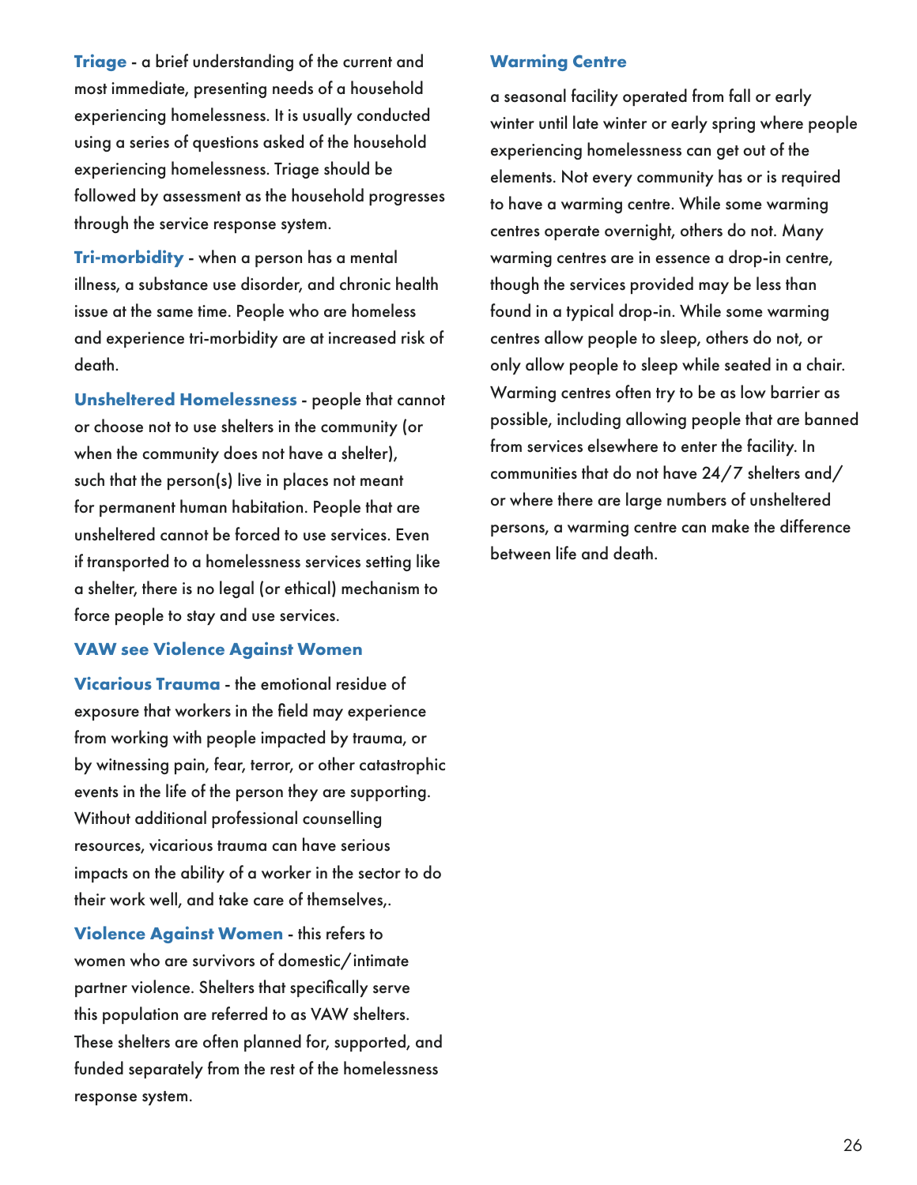**Triage** - a brief understanding of the current and most immediate, presenting needs of a household experiencing homelessness. It is usually conducted using a series of questions asked of the household experiencing homelessness. Triage should be followed by assessment as the household progresses through the service response system.

**Tri-morbidity** - when a person has a mental illness, a substance use disorder, and chronic health issue at the same time. People who are homeless and experience tri-morbidity are at increased risk of death.

**Unsheltered Homelessness** - people that cannot or choose not to use shelters in the community (or when the community does not have a shelter), such that the person(s) live in places not meant for permanent human habitation. People that are unsheltered cannot be forced to use services. Even if transported to a homelessness services setting like a shelter, there is no legal (or ethical) mechanism to force people to stay and use services.

**VAW see Violence Against Women**

**Vicarious Trauma** - the emotional residue of exposure that workers in the field may experience from working with people impacted by trauma, or by witnessing pain, fear, terror, or other catastrophic events in the life of the person they are supporting. Without additional professional counselling resources, vicarious trauma can have serious impacts on the ability of a worker in the sector to do their work well, and take care of themselves,.

**Violence Against Women** - this refers to women who are survivors of domestic/intimate partner violence. Shelters that specifically serve this population are referred to as VAW shelters. These shelters are often planned for, supported, and funded separately from the rest of the homelessness response system.

**Warming Centre**

a seasonal facility operated from fall or early winter until late winter or early spring where people experiencing homelessness can get out of the elements. Not every community has or is required to have a warming centre. While some warming centres operate overnight, others do not. Many warming centres are in essence a drop-in centre, though the services provided may be less than found in a typical drop-in. While some warming centres allow people to sleep, others do not, or only allow people to sleep while seated in a chair. Warming centres often try to be as low barrier as possible, including allowing people that are banned from services elsewhere to enter the facility. In communities that do not have 24/7 shelters and/or where there are large numbers of unsheltered persons, a warming centre can make the difference between life and death.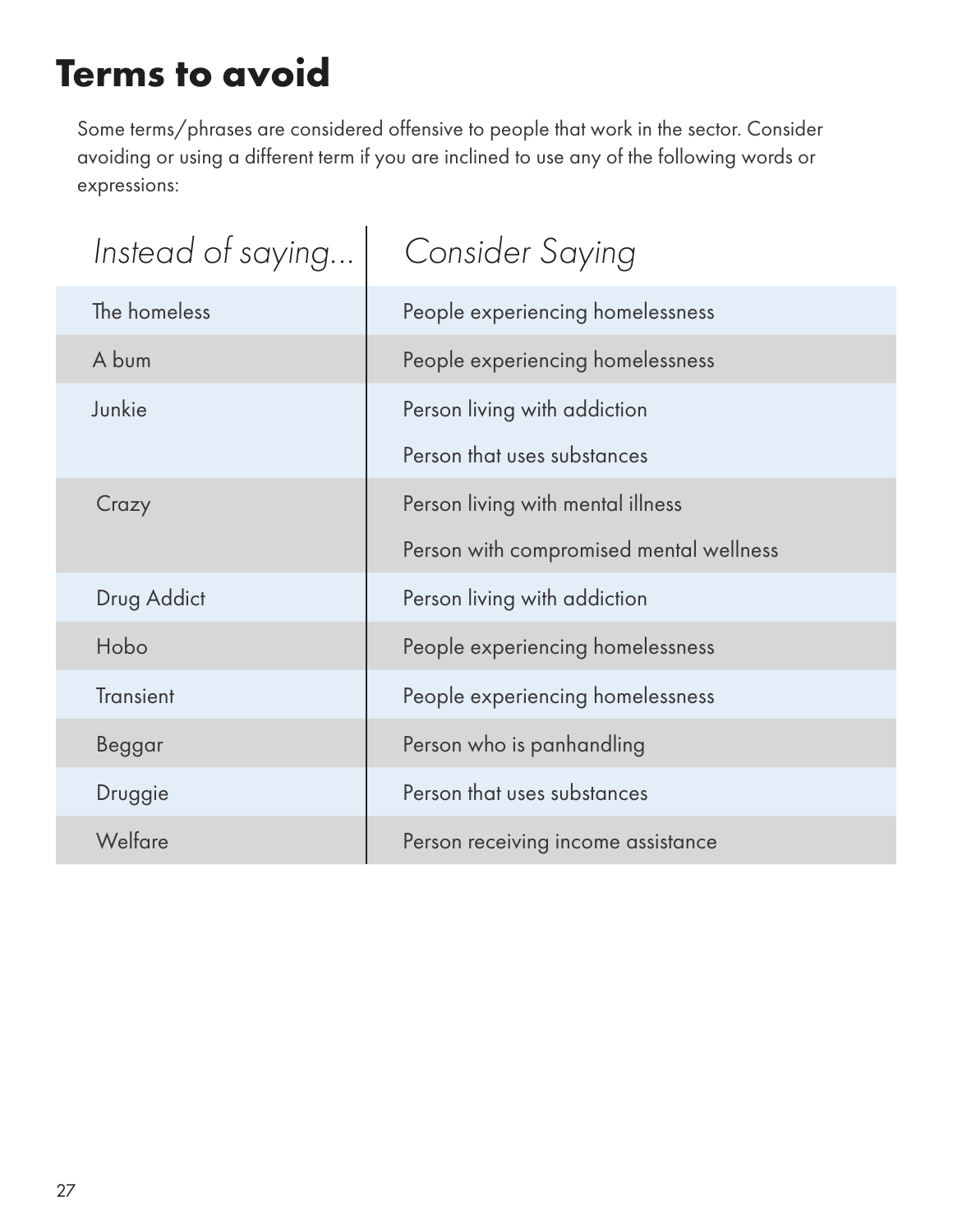# Terms to avoid

Some terms/phrases are considered offensive to people that work in the sector. Consider avoiding or using a different term if you are inclined to use any of the following words or expressions:

| *Instead of saying...* | *Consider Saying* |
|---|---|
| The homeless | People experiencing homelessness |
| A bum | People experiencing homelessness |
| Junkie | Person living with addiction<br>Person that uses substances |
| Crazy | Person living with mental illness<br>Person with compromised mental wellness |
| Drug Addict | Person living with addiction |
| Hobo | People experiencing homelessness |
| Transient | People experiencing homelessness |
| Beggar | Person who is panhandling |
| Druggie | Person that uses substances |
| Welfare | Person receiving income assistance |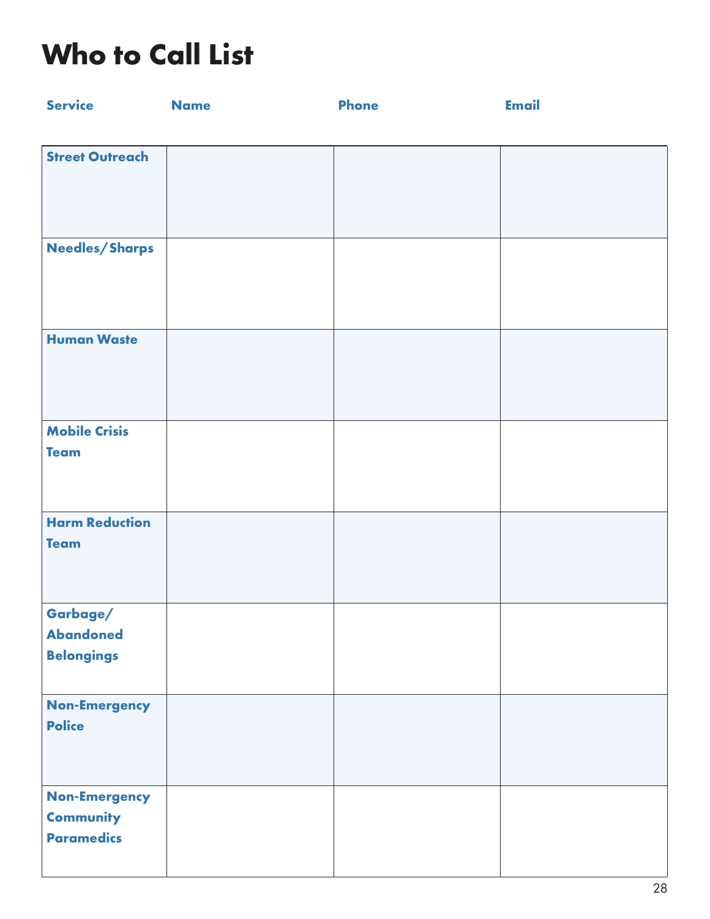# Who to Call List

| Service | Name | Phone | Email |
| --- | --- | --- | --- |
| **Street Outreach** | | | |
| **Needles/Sharps** | | | |
| **Human Waste** | | | |
| **Mobile Crisis Team** | | | |
| **Harm Reduction Team** | | | |
| **Garbage/ Abandoned Belongings** | | | |
| **Non-Emergency Police** | | | |
| **Non-Emergency Community Paramedics** | | | |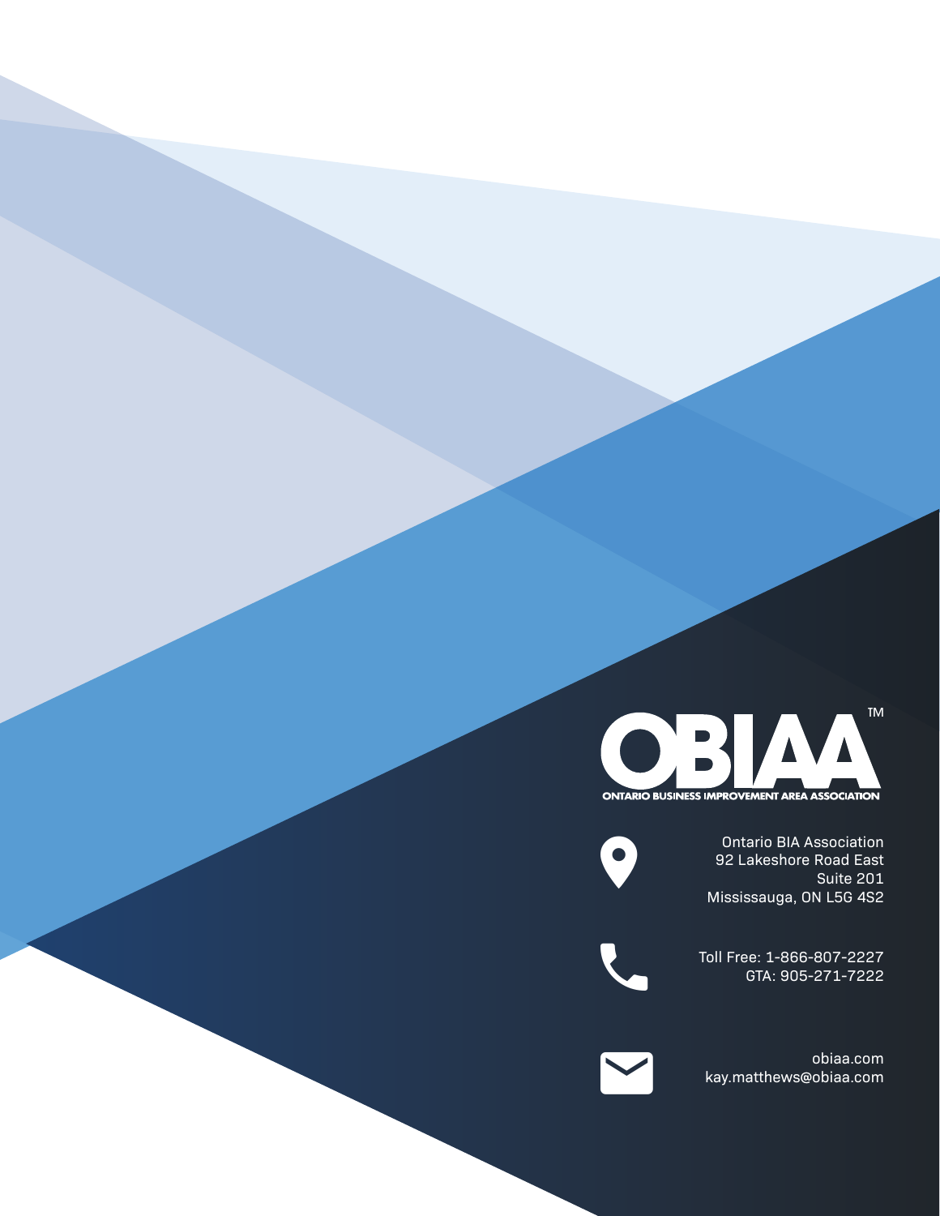OBIAA™

ONTARIO BUSINESS IMPROVEMENT AREA ASSOCIATION

Ontario BIA Association
92 Lakeshore Road East
Suite 201
Mississauga, ON L5G 4S2

Toll Free: 1-866-807-2227
GTA: 905-271-7222

obiaa.com
kay.matthews@obiaa.com